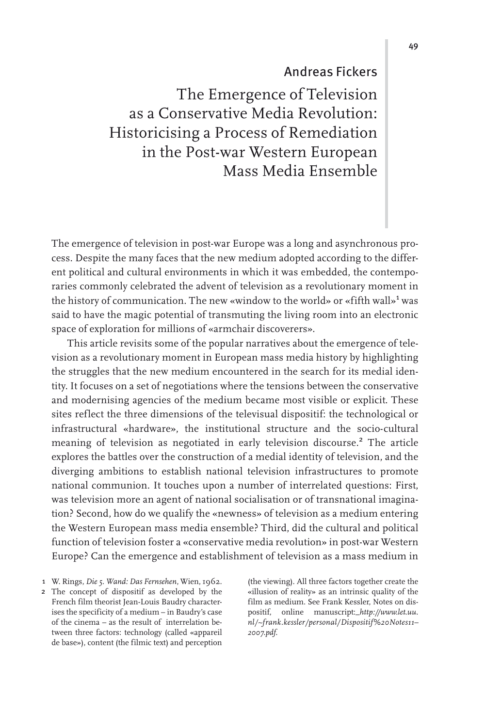Andreas Fickers

# The Emergence of Television as a Conservative Media Revolution: Historicising a Process of Remediation in the Post-war Western European Mass Media Ensemble

The emergence of television in post-war Europe was a long and asynchronous process. Despite the many faces that the new medium adopted according to the different political and cultural environments in which it was embedded, the contemporaries commonly celebrated the advent of television as a revolutionary moment in the history of communication. The new «window to the world» or «fifth wall»[1] was said to have the magic potential of transmuting the living room into an electronic space of exploration for millions of «armchair discoverers».

This article revisits some of the popular narratives about the emergence of television as a revolutionary moment in European mass media history by highlighting the struggles that the new medium encountered in the search for its medial identity. It focuses on a set of negotiations where the tensions between the conservative and modernising agencies of the medium became most visible or explicit. These sites reflect the three dimensions of the televisual dispositif: the technological or infrastructural «hardware», the institutional structure and the socio-cultural meaning of television as negotiated in early television discourse.[2] The article explores the battles over the construction of a medial identity of television, and the diverging ambitions to establish national television infrastructures to promote national communion. It touches upon a number of interrelated questions: First, was television more an agent of national socialisation or of transnational imagination? Second, how do we qualify the «newness» of television as a medium entering the Western European mass media ensemble? Third, did the cultural and political function of television foster a «conservative media revolution» in post-war Western Europe? Can the emergence and establishment of television as a mass medium in

1 W. Rings, *Die 5. Wand: Das Fernsehen*, Wien, 1962.

2 The concept of dispositif as developed by the French film theorist Jean-Louis Baudry characterises the specificity of a medium – in Baudry's case of the cinema – as the result of interrelation between three factors: technology (called «appareil de base»), content (the filmic text) and perception (the viewing). All three factors together create the «illusion of reality» as an intrinsic quality of the film as medium. See Frank Kessler, Notes on dispositif, online manuscript: *http://www.let.uu.nl/~frank.kessler/personal/Dispositif%20Notes11–2007.pdf.*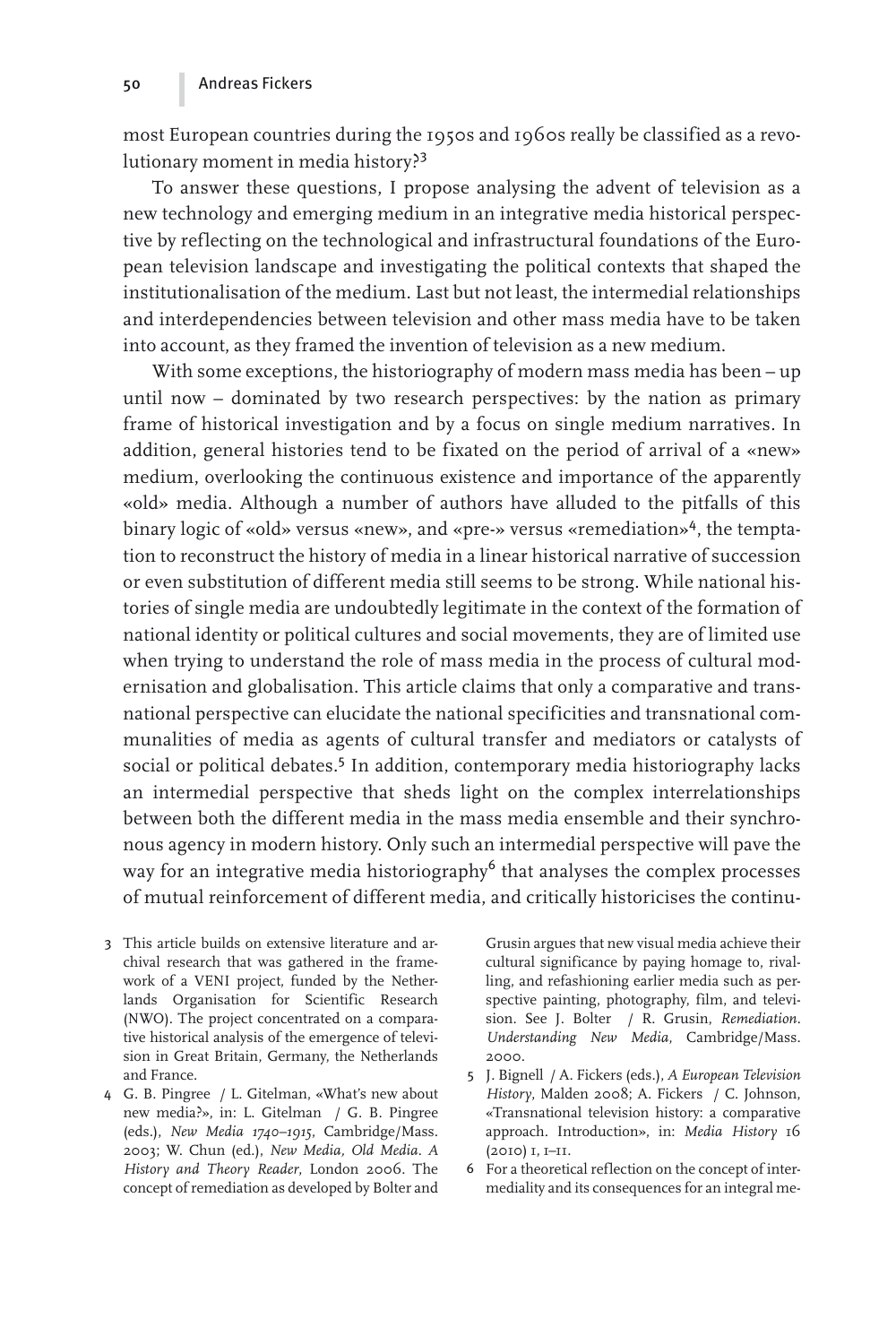most European countries during the 1950s and 1960s really be classified as a revolutionary moment in media history?[3]

To answer these questions, I propose analysing the advent of television as a new technology and emerging medium in an integrative media historical perspective by reflecting on the technological and infrastructural foundations of the European television landscape and investigating the political contexts that shaped the institutionalisation of the medium. Last but not least, the intermedial relationships and interdependencies between television and other mass media have to be taken into account, as they framed the invention of television as a new medium.

With some exceptions, the historiography of modern mass media has been – up until now – dominated by two research perspectives: by the nation as primary frame of historical investigation and by a focus on single medium narratives. In addition, general histories tend to be fixated on the period of arrival of a «new» medium, overlooking the continuous existence and importance of the apparently «old» media. Although a number of authors have alluded to the pitfalls of this binary logic of «old» versus «new», and «pre-» versus «remediation»[4], the temptation to reconstruct the history of media in a linear historical narrative of succession or even substitution of different media still seems to be strong. While national histories of single media are undoubtedly legitimate in the context of the formation of national identity or political cultures and social movements, they are of limited use when trying to understand the role of mass media in the process of cultural modernisation and globalisation. This article claims that only a comparative and transnational perspective can elucidate the national specificities and transnational communalities of media as agents of cultural transfer and mediators or catalysts of social or political debates.[5] In addition, contemporary media historiography lacks an intermedial perspective that sheds light on the complex interrelationships between both the different media in the mass media ensemble and their synchronous agency in modern history. Only such an intermedial perspective will pave the way for an integrative media historiography[6] that analyses the complex processes of mutual reinforcement of different media, and critically historicises the continu-

3 This article builds on extensive literature and archival research that was gathered in the framework of a VENI project, funded by the Netherlands Organisation for Scientific Research (NWO). The project concentrated on a comparative historical analysis of the emergence of television in Great Britain, Germany, the Netherlands and France.

4 G. B. Pingree / L. Gitelman, «What's new about new media?», in: L. Gitelman / G. B. Pingree (eds.), *New Media 1740–1915*, Cambridge/Mass. 2003; W. Chun (ed.), *New Media, Old Media. A History and Theory Reader*, London 2006. The concept of remediation as developed by Bolter and Grusin argues that new visual media achieve their cultural significance by paying homage to, rivalling, and refashioning earlier media such as perspective painting, photography, film, and television. See J. Bolter / R. Grusin, *Remediation. Understanding New Media*, Cambridge/Mass. 2000.

5 J. Bignell / A. Fickers (eds.), *A European Television History*, Malden 2008; A. Fickers / C. Johnson, «Transnational television history: a comparative approach. Introduction», in: *Media History* 16 (2010) 1, 1–11.

6 For a theoretical reflection on the concept of intermediality and its consequences for an integral me-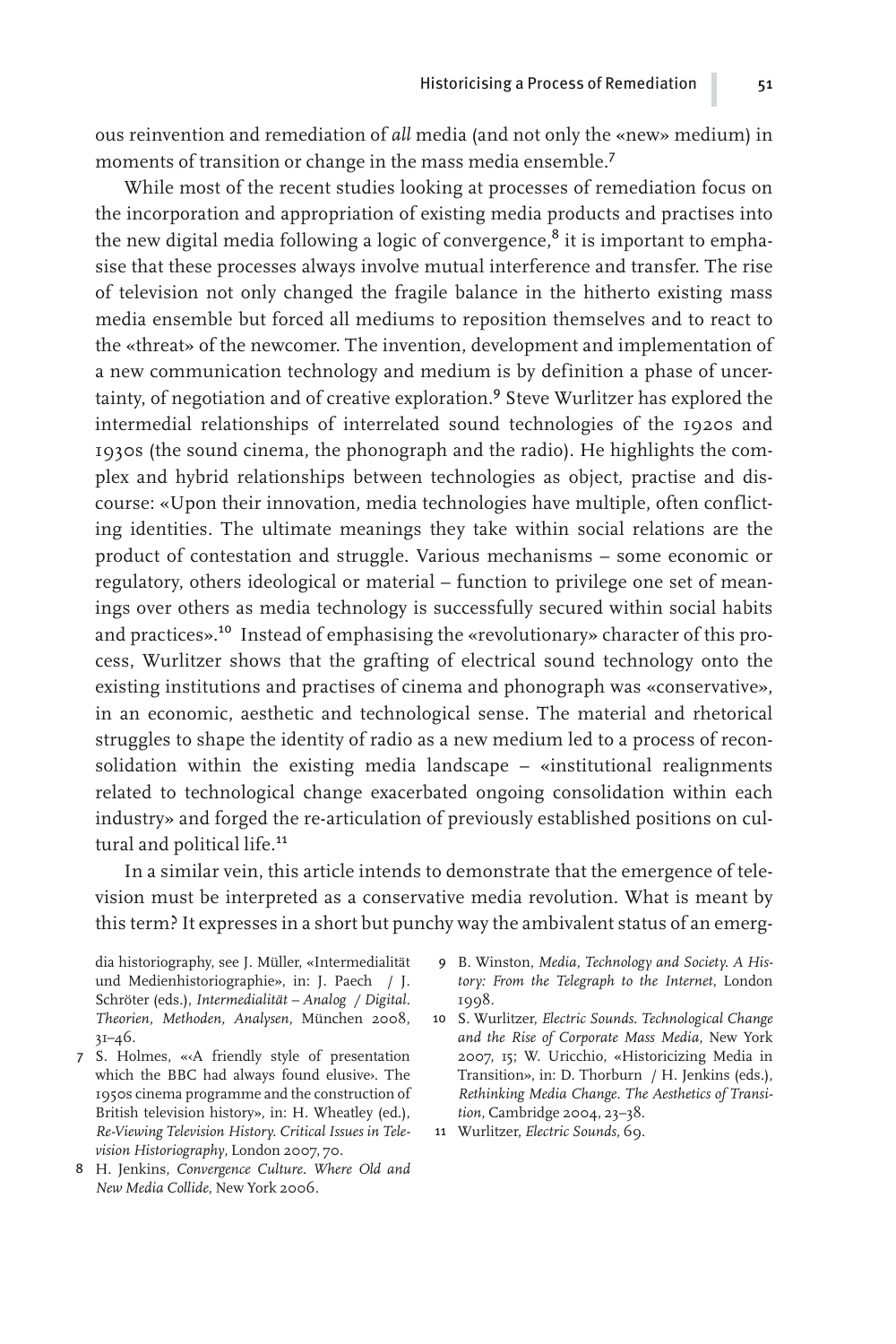ous reinvention and remediation of *all* media (and not only the «new» medium) in moments of transition or change in the mass media ensemble.[7]

While most of the recent studies looking at processes of remediation focus on the incorporation and appropriation of existing media products and practises into the new digital media following a logic of convergence,[8] it is important to emphasise that these processes always involve mutual interference and transfer. The rise of television not only changed the fragile balance in the hitherto existing mass media ensemble but forced all mediums to reposition themselves and to react to the «threat» of the newcomer. The invention, development and implementation of a new communication technology and medium is by definition a phase of uncertainty, of negotiation and of creative exploration.[9] Steve Wurlitzer has explored the intermedial relationships of interrelated sound technologies of the 1920s and 1930s (the sound cinema, the phonograph and the radio). He highlights the complex and hybrid relationships between technologies as object, practise and discourse: «Upon their innovation, media technologies have multiple, often conflicting identities. The ultimate meanings they take within social relations are the product of contestation and struggle. Various mechanisms – some economic or regulatory, others ideological or material – function to privilege one set of meanings over others as media technology is successfully secured within social habits and practices».[10] Instead of emphasising the «revolutionary» character of this process, Wurlitzer shows that the grafting of electrical sound technology onto the existing institutions and practises of cinema and phonograph was «conservative», in an economic, aesthetic and technological sense. The material and rhetorical struggles to shape the identity of radio as a new medium led to a process of reconsolidation within the existing media landscape – «institutional realignments related to technological change exacerbated ongoing consolidation within each industry» and forged the re-articulation of previously established positions on cultural and political life.[11]

In a similar vein, this article intends to demonstrate that the emergence of television must be interpreted as a conservative media revolution. What is meant by this term? It expresses in a short but punchy way the ambivalent status of an emerg-

dia historiography, see J. Müller, «Intermedialität und Medienhistoriographie», in: J. Paech / J. Schröter (eds.), *Intermedialität – Analog / Digital. Theorien, Methoden, Analysen*, München 2008, 31–46.

7 S. Holmes, «‹A friendly style of presentation which the BBC had always found elusive›. The 1950s cinema programme and the construction of British television history», in: H. Wheatley (ed.), *Re-Viewing Television History. Critical Issues in Television Historiography*, London 2007, 70.

8 H. Jenkins, *Convergence Culture. Where Old and New Media Collide*, New York 2006.

9 B. Winston, *Media, Technology and Society. A History: From the Telegraph to the Internet*, London 1998.

10 S. Wurlitzer, *Electric Sounds. Technological Change and the Rise of Corporate Mass Media*, New York 2007, 15; W. Uricchio, «Historicizing Media in Transition», in: D. Thorburn / H. Jenkins (eds.), *Rethinking Media Change. The Aesthetics of Transition*, Cambridge 2004, 23–38.

11 Wurlitzer, *Electric Sounds*, 69.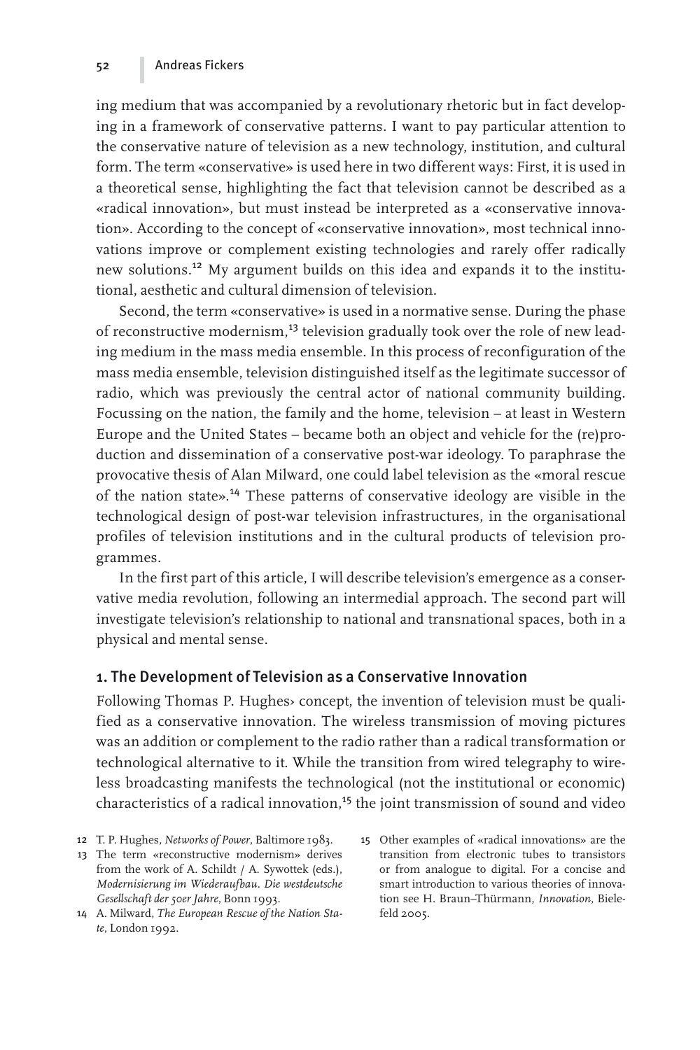ing medium that was accompanied by a revolutionary rhetoric but in fact developing in a framework of conservative patterns. I want to pay particular attention to the conservative nature of television as a new technology, institution, and cultural form. The term «conservative» is used here in two different ways: First, it is used in a theoretical sense, highlighting the fact that television cannot be described as a «radical innovation», but must instead be interpreted as a «conservative innovation». According to the concept of «conservative innovation», most technical innovations improve or complement existing technologies and rarely offer radically new solutions.[12] My argument builds on this idea and expands it to the institutional, aesthetic and cultural dimension of television.

Second, the term «conservative» is used in a normative sense. During the phase of reconstructive modernism,[13] television gradually took over the role of new leading medium in the mass media ensemble. In this process of reconfiguration of the mass media ensemble, television distinguished itself as the legitimate successor of radio, which was previously the central actor of national community building. Focussing on the nation, the family and the home, television – at least in Western Europe and the United States – became both an object and vehicle for the (re)production and dissemination of a conservative post-war ideology. To paraphrase the provocative thesis of Alan Milward, one could label television as the «moral rescue of the nation state».[14] These patterns of conservative ideology are visible in the technological design of post-war television infrastructures, in the organisational profiles of television institutions and in the cultural products of television programmes.

In the first part of this article, I will describe television's emergence as a conservative media revolution, following an intermedial approach. The second part will investigate television's relationship to national and transnational spaces, both in a physical and mental sense.

## 1. The Development of Television as a Conservative Innovation

Following Thomas P. Hughes› concept, the invention of television must be qualified as a conservative innovation. The wireless transmission of moving pictures was an addition or complement to the radio rather than a radical transformation or technological alternative to it. While the transition from wired telegraphy to wireless broadcasting manifests the technological (not the institutional or economic) characteristics of a radical innovation,[15] the joint transmission of sound and video

12 T. P. Hughes, *Networks of Power*, Baltimore 1983.

13 The term «reconstructive modernism» derives from the work of A. Schildt / A. Sywottek (eds.), *Modernisierung im Wiederaufbau. Die westdeutsche Gesellschaft der 50er Jahre*, Bonn 1993.

14 A. Milward, *The European Rescue of the Nation State*, London 1992.

15 Other examples of «radical innovations» are the transition from electronic tubes to transistors or from analogue to digital. For a concise and smart introduction to various theories of innovation see H. Braun–Thürmann, *Innovation*, Bielefeld 2005.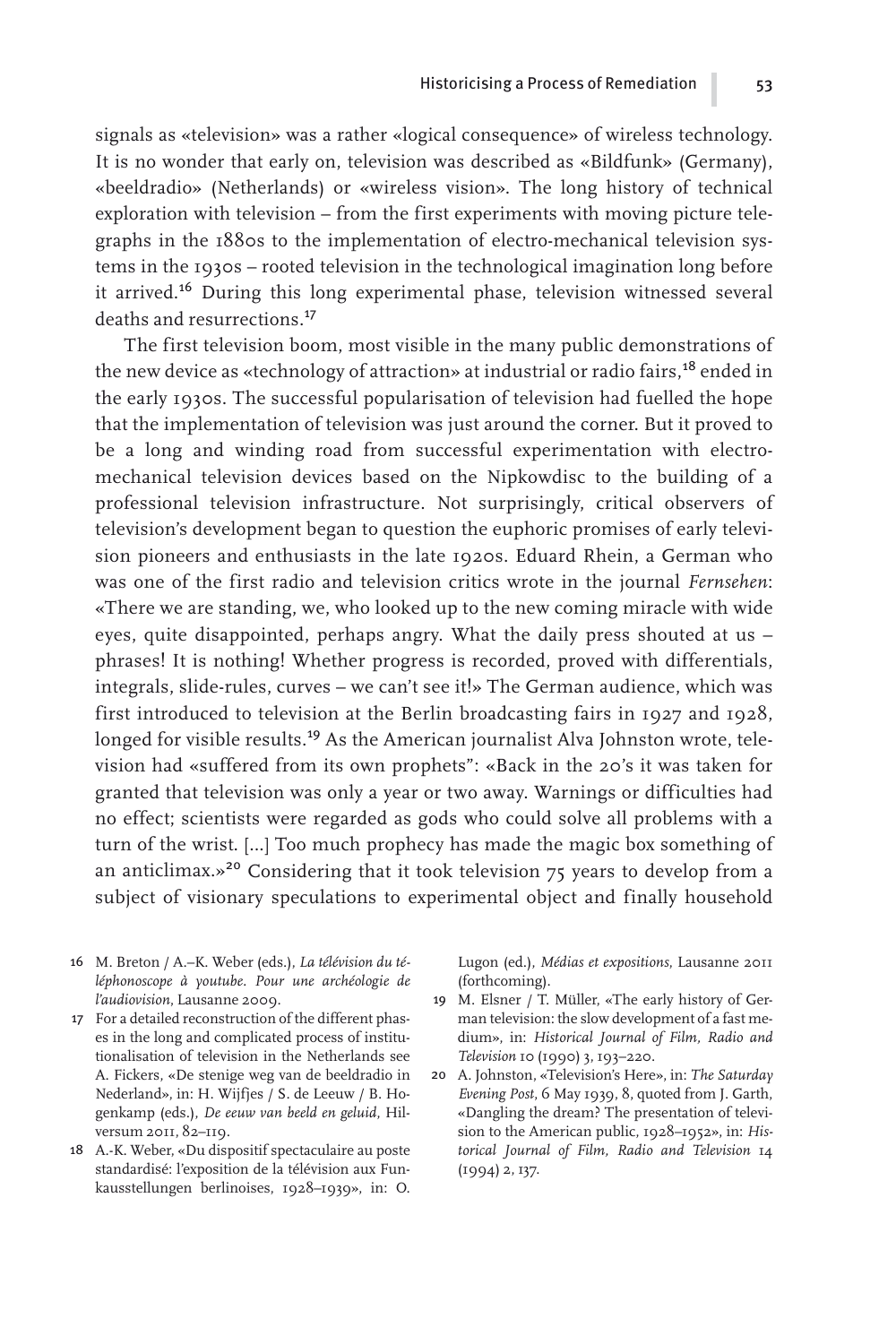signals as «television» was a rather «logical consequence» of wireless technology. It is no wonder that early on, television was described as «Bildfunk» (Germany), «beeldradio» (Netherlands) or «wireless vision». The long history of technical exploration with television – from the first experiments with moving picture telegraphs in the 1880s to the implementation of electro-mechanical television systems in the 1930s – rooted television in the technological imagination long before it arrived.[16] During this long experimental phase, television witnessed several deaths and resurrections.[17]

The first television boom, most visible in the many public demonstrations of the new device as «technology of attraction» at industrial or radio fairs,[18] ended in the early 1930s. The successful popularisation of television had fuelled the hope that the implementation of television was just around the corner. But it proved to be a long and winding road from successful experimentation with electro-mechanical television devices based on the Nipkowdisc to the building of a professional television infrastructure. Not surprisingly, critical observers of television's development began to question the euphoric promises of early television pioneers and enthusiasts in the late 1920s. Eduard Rhein, a German who was one of the first radio and television critics wrote in the journal *Fernsehen*: «There we are standing, we, who looked up to the new coming miracle with wide eyes, quite disappointed, perhaps angry. What the daily press shouted at us – phrases! It is nothing! Whether progress is recorded, proved with differentials, integrals, slide-rules, curves – we can't see it!» The German audience, which was first introduced to television at the Berlin broadcasting fairs in 1927 and 1928, longed for visible results.[19] As the American journalist Alva Johnston wrote, television had «suffered from its own prophets": «Back in the 20's it was taken for granted that television was only a year or two away. Warnings or difficulties had no effect; scientists were regarded as gods who could solve all problems with a turn of the wrist. [...] Too much prophecy has made the magic box something of an anticlimax.»[20] Considering that it took television 75 years to develop from a subject of visionary speculations to experimental object and finally household

16 M. Breton / A.–K. Weber (eds.), *La télévision du téléphonoscope à youtube. Pour une archéologie de l'audiovision*, Lausanne 2009.

17 For a detailed reconstruction of the different phases in the long and complicated process of institutionalisation of television in the Netherlands see A. Fickers, «De stenige weg van de beeldradio in Nederland», in: H. Wijfjes / S. de Leeuw / B. Hogenkamp (eds.), *De eeuw van beeld en geluid*, Hilversum 2011, 82–119.

18 A.-K. Weber, «Du dispositif spectaculaire au poste standardisé: l'exposition de la télévision aux Funkausstellungen berlinoises, 1928–1939», in: O. Lugon (ed.), *Médias et expositions*, Lausanne 2011 (forthcoming).

19 M. Elsner / T. Müller, «The early history of German television: the slow development of a fast medium», in: *Historical Journal of Film, Radio and Television* 10 (1990) 3, 193–220.

20 A. Johnston, «Television's Here», in: *The Saturday Evening Post*, 6 May 1939, 8, quoted from J. Garth, «Dangling the dream? The presentation of television to the American public, 1928–1952», in: *Historical Journal of Film, Radio and Television* 14 (1994) 2, 137.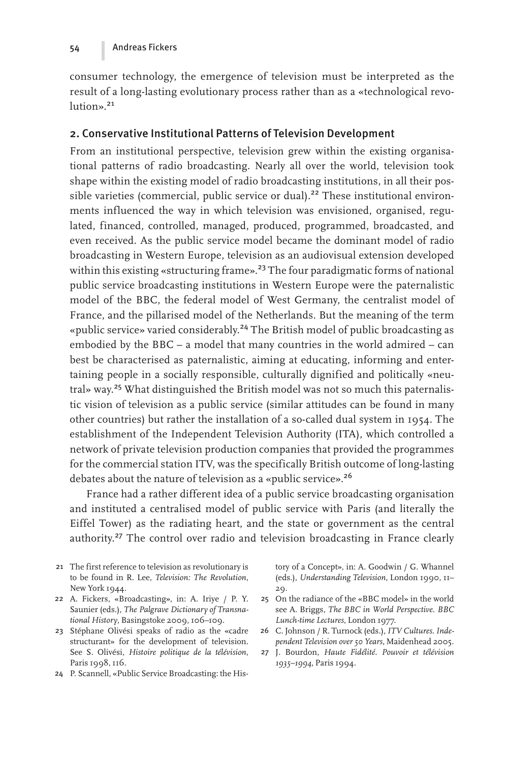consumer technology, the emergence of television must be interpreted as the result of a long-lasting evolutionary process rather than as a «technological revolution».[21]

## 2. Conservative Institutional Patterns of Television Development

From an institutional perspective, television grew within the existing organisational patterns of radio broadcasting. Nearly all over the world, television took shape within the existing model of radio broadcasting institutions, in all their possible varieties (commercial, public service or dual).[22] These institutional environments influenced the way in which television was envisioned, organised, regulated, financed, controlled, managed, produced, programmed, broadcasted, and even received. As the public service model became the dominant model of radio broadcasting in Western Europe, television as an audiovisual extension developed within this existing «structuring frame».[23] The four paradigmatic forms of national public service broadcasting institutions in Western Europe were the paternalistic model of the BBC, the federal model of West Germany, the centralist model of France, and the pillarised model of the Netherlands. But the meaning of the term «public service» varied considerably.[24] The British model of public broadcasting as embodied by the BBC – a model that many countries in the world admired – can best be characterised as paternalistic, aiming at educating, informing and entertaining people in a socially responsible, culturally dignified and politically «neutral» way.[25] What distinguished the British model was not so much this paternalistic vision of television as a public service (similar attitudes can be found in many other countries) but rather the installation of a so-called dual system in 1954. The establishment of the Independent Television Authority (ITA), which controlled a network of private television production companies that provided the programmes for the commercial station ITV, was the specifically British outcome of long-lasting debates about the nature of television as a «public service».[26]

France had a rather different idea of a public service broadcasting organisation and instituted a centralised model of public service with Paris (and literally the Eiffel Tower) as the radiating heart, and the state or government as the central authority.[27] The control over radio and television broadcasting in France clearly

21 The first reference to television as revolutionary is to be found in R. Lee, *Television: The Revolution*, New York 1944.

22 A. Fickers, «Broadcasting», in: A. Iriye / P. Y. Saunier (eds.), *The Palgrave Dictionary of Transnational History*, Basingstoke 2009, 106–109.

23 Stéphane Olivési speaks of radio as the «cadre structurant» for the development of television. See S. Olivési, *Histoire politique de la télévision*, Paris 1998, 116.

24 P. Scannell, «Public Service Broadcasting: the History of a Concept», in: A. Goodwin / G. Whannel (eds.), *Understanding Television*, London 1990, 11–29.

25 On the radiance of the «BBC model» in the world see A. Briggs, *The BBC in World Perspective. BBC Lunch-time Lectures*, London 1977.

26 C. Johnson / R. Turnock (eds.), *ITV Cultures. Independent Television over 50 Years*, Maidenhead 2005.

27 J. Bourdon, *Haute Fidélité. Pouvoir et télévision 1935–1994*, Paris 1994.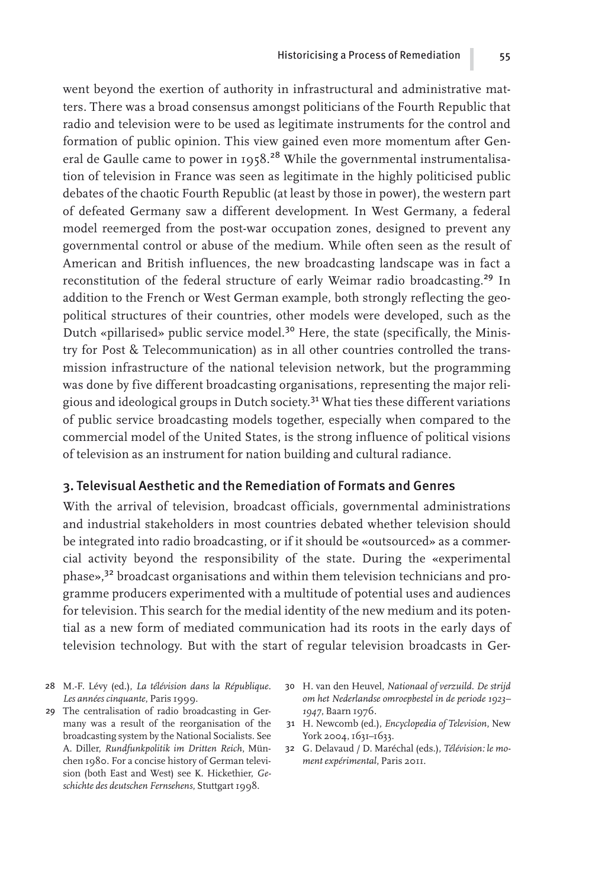went beyond the exertion of authority in infrastructural and administrative matters. There was a broad consensus amongst politicians of the Fourth Republic that radio and television were to be used as legitimate instruments for the control and formation of public opinion. This view gained even more momentum after General de Gaulle came to power in 1958.[28] While the governmental instrumentalisation of television in France was seen as legitimate in the highly politicised public debates of the chaotic Fourth Republic (at least by those in power), the western part of defeated Germany saw a different development. In West Germany, a federal model reemerged from the post-war occupation zones, designed to prevent any governmental control or abuse of the medium. While often seen as the result of American and British influences, the new broadcasting landscape was in fact a reconstitution of the federal structure of early Weimar radio broadcasting.[29] In addition to the French or West German example, both strongly reflecting the geopolitical structures of their countries, other models were developed, such as the Dutch «pillarised» public service model.[30] Here, the state (specifically, the Ministry for Post & Telecommunication) as in all other countries controlled the transmission infrastructure of the national television network, but the programming was done by five different broadcasting organisations, representing the major religious and ideological groups in Dutch society.[31] What ties these different variations of public service broadcasting models together, especially when compared to the commercial model of the United States, is the strong influence of political visions of television as an instrument for nation building and cultural radiance.

## 3. Televisual Aesthetic and the Remediation of Formats and Genres

With the arrival of television, broadcast officials, governmental administrations and industrial stakeholders in most countries debated whether television should be integrated into radio broadcasting, or if it should be «outsourced» as a commercial activity beyond the responsibility of the state. During the «experimental phase»,[32] broadcast organisations and within them television technicians and programme producers experimented with a multitude of potential uses and audiences for television. This search for the medial identity of the new medium and its potential as a new form of mediated communication had its roots in the early days of television technology. But with the start of regular television broadcasts in Ger-

28 M.-F. Lévy (ed.), *La télévision dans la République. Les années cinquante*, Paris 1999.

29 The centralisation of radio broadcasting in Germany was a result of the reorganisation of the broadcasting system by the National Socialists. See A. Diller, *Rundfunkpolitik im Dritten Reich*, München 1980. For a concise history of German television (both East and West) see K. Hickethier, *Geschichte des deutschen Fernsehens*, Stuttgart 1998.

30 H. van den Heuvel, *Nationaal of verzuild. De strijd om het Nederlandse omroepbestel in de periode 1923–1947*, Baarn 1976.

31 H. Newcomb (ed.), *Encyclopedia of Television*, New York 2004, 1631–1633.

32 G. Delavaud / D. Maréchal (eds.), *Télévision: le moment expérimental*, Paris 2011.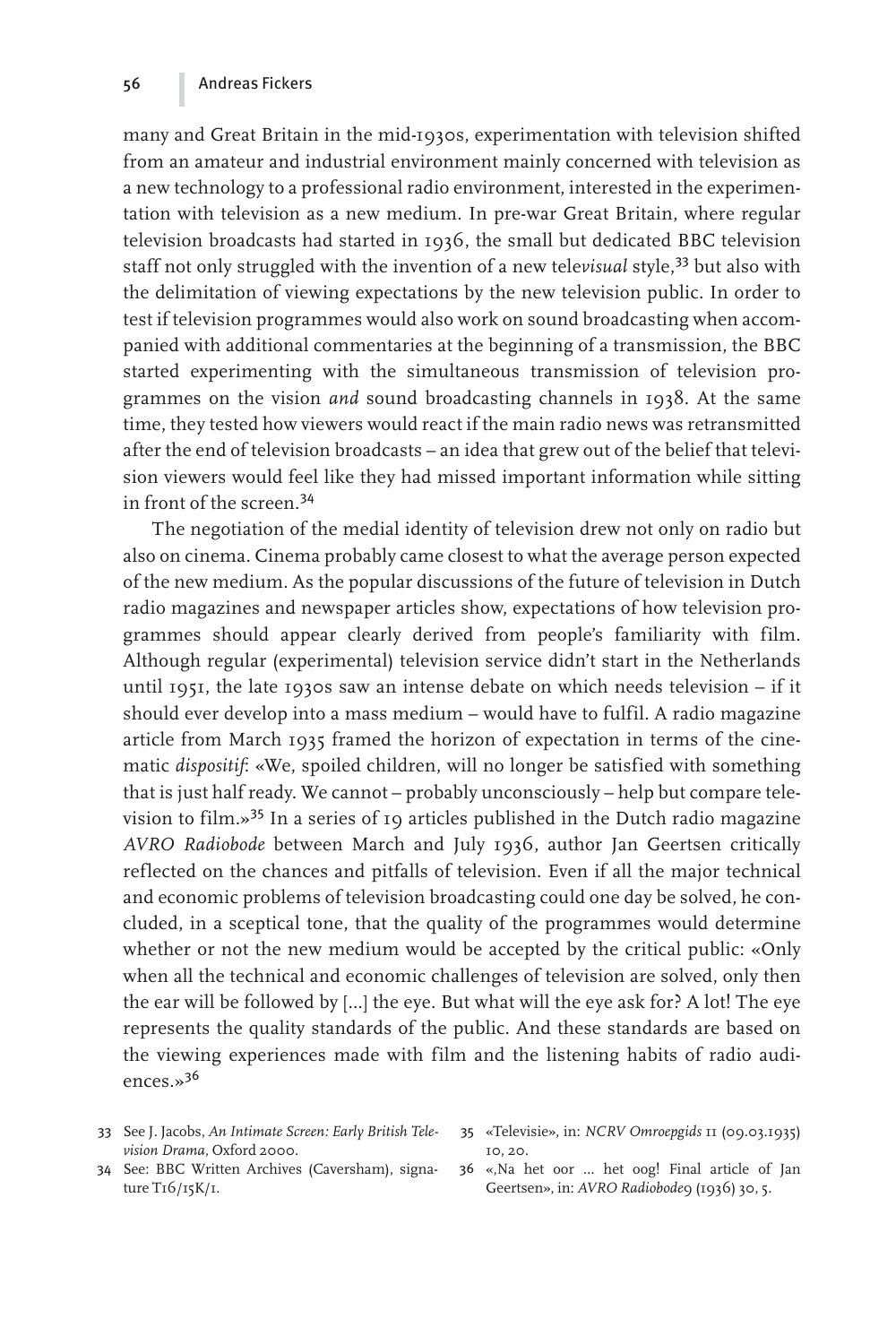many and Great Britain in the mid-1930s, experimentation with television shifted from an amateur and industrial environment mainly concerned with television as a new technology to a professional radio environment, interested in the experimentation with television as a new medium. In pre-war Great Britain, where regular television broadcasts had started in 1936, the small but dedicated BBC television staff not only struggled with the invention of a new tele*visual* style,[33] but also with the delimitation of viewing expectations by the new television public. In order to test if television programmes would also work on sound broadcasting when accompanied with additional commentaries at the beginning of a transmission, the BBC started experimenting with the simultaneous transmission of television programmes on the vision *and* sound broadcasting channels in 1938. At the same time, they tested how viewers would react if the main radio news was retransmitted after the end of television broadcasts – an idea that grew out of the belief that television viewers would feel like they had missed important information while sitting in front of the screen.[34]

The negotiation of the medial identity of television drew not only on radio but also on cinema. Cinema probably came closest to what the average person expected of the new medium. As the popular discussions of the future of television in Dutch radio magazines and newspaper articles show, expectations of how television programmes should appear clearly derived from people's familiarity with film. Although regular (experimental) television service didn't start in the Netherlands until 1951, the late 1930s saw an intense debate on which needs television – if it should ever develop into a mass medium – would have to fulfil. A radio magazine article from March 1935 framed the horizon of expectation in terms of the cinematic *dispositif*: «We, spoiled children, will no longer be satisfied with something that is just half ready. We cannot – probably unconsciously – help but compare television to film.»[35] In a series of 19 articles published in the Dutch radio magazine *AVRO Radiobode* between March and July 1936, author Jan Geertsen critically reflected on the chances and pitfalls of television. Even if all the major technical and economic problems of television broadcasting could one day be solved, he concluded, in a sceptical tone, that the quality of the programmes would determine whether or not the new medium would be accepted by the critical public: «Only when all the technical and economic challenges of television are solved, only then the ear will be followed by [...] the eye. But what will the eye ask for? A lot! The eye represents the quality standards of the public. And these standards are based on the viewing experiences made with film and the listening habits of radio audiences.»[36]

33 See J. Jacobs, *An Intimate Screen: Early British Television Drama*, Oxford 2000.

34 See: BBC Written Archives (Caversham), signature T16/15K/1.

35 «Televisie», in: *NCRV Omroepgids* 11 (09.03.1935) 10, 20.

36 «,Na het oor ... het oog! Final article of Jan Geertsen», in: *AVRO Radiobode*9 (1936) 30, 5.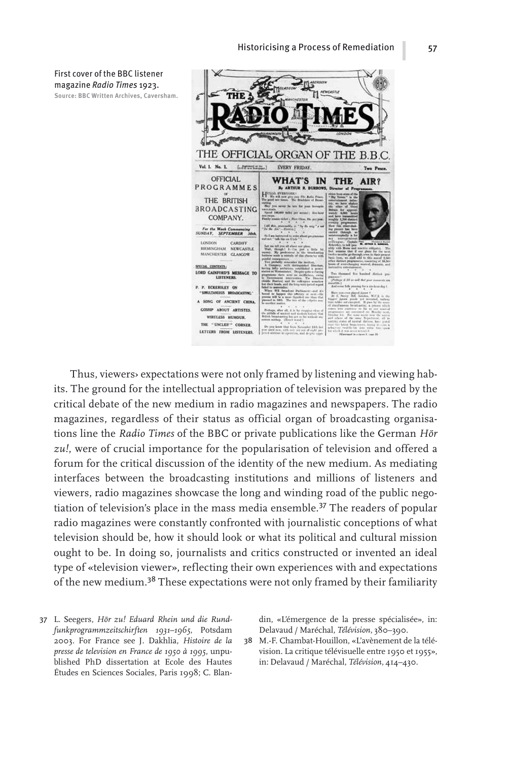First cover of the BBC listener magazine *Radio Times* 1923.
**Source: BBC Written Archives, Caversham.**

Thus, viewers› expectations were not only framed by listening and viewing habits. The ground for the intellectual appropriation of television was prepared by the critical debate of the new medium in radio magazines and newspapers. The radio magazines, regardless of their status as official organ of broadcasting organisations line the *Radio Times* of the BBC or private publications like the German *Hör zu!*, were of crucial importance for the popularisation of television and offered a forum for the critical discussion of the identity of the new medium. As mediating interfaces between the broadcasting institutions and millions of listeners and viewers, radio magazines showcase the long and winding road of the public negotiation of television's place in the mass media ensemble.[37] The readers of popular radio magazines were constantly confronted with journalistic conceptions of what television should be, how it should look or what its political and cultural mission ought to be. In doing so, journalists and critics constructed or invented an ideal type of «television viewer», reflecting their own experiences with and expectations of the new medium.[38] These expectations were not only framed by their familiarity

37 L. Seegers, *Hör zu! Eduard Rhein und die Rundfunkprogrammzeitschriften 1931–1965*, Potsdam 2003. For France see J. Dakhlia, *Histoire de la presse de television en France de 1950 à 1995*, unpublished PhD dissertation at Ecole des Hautes Études en Sciences Sociales, Paris 1998; C. Blandin, «L'émergence de la presse spécialisée», in: Delavaud / Maréchal, *Télévision*, 380–390.

38 M.-F. Chambat-Houillon, «L'avènement de la télévision. La critique télévisuelle entre 1950 et 1955», in: Delavaud / Maréchal, *Télévision*, 414–430.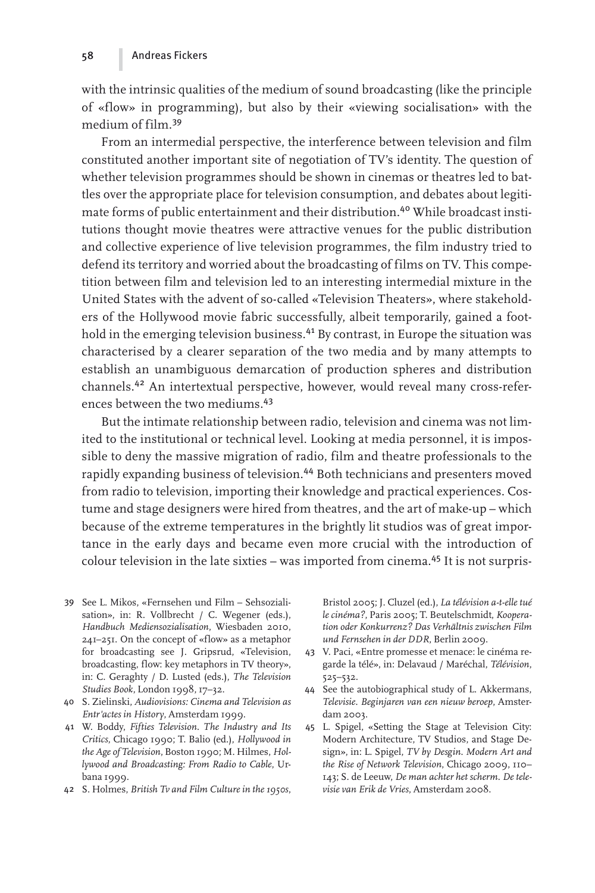with the intrinsic qualities of the medium of sound broadcasting (like the principle of «flow» in programming), but also by their «viewing socialisation» with the medium of film.[39]

From an intermedial perspective, the interference between television and film constituted another important site of negotiation of TV's identity. The question of whether television programmes should be shown in cinemas or theatres led to battles over the appropriate place for television consumption, and debates about legitimate forms of public entertainment and their distribution.[40] While broadcast institutions thought movie theatres were attractive venues for the public distribution and collective experience of live television programmes, the film industry tried to defend its territory and worried about the broadcasting of films on TV. This competition between film and television led to an interesting intermedial mixture in the United States with the advent of so-called «Television Theaters», where stakeholders of the Hollywood movie fabric successfully, albeit temporarily, gained a foothold in the emerging television business.[41] By contrast, in Europe the situation was characterised by a clearer separation of the two media and by many attempts to establish an unambiguous demarcation of production spheres and distribution channels.[42] An intertextual perspective, however, would reveal many cross-references between the two mediums.[43]

But the intimate relationship between radio, television and cinema was not limited to the institutional or technical level. Looking at media personnel, it is impossible to deny the massive migration of radio, film and theatre professionals to the rapidly expanding business of television.[44] Both technicians and presenters moved from radio to television, importing their knowledge and practical experiences. Costume and stage designers were hired from theatres, and the art of make-up – which because of the extreme temperatures in the brightly lit studios was of great importance in the early days and became even more crucial with the introduction of colour television in the late sixties – was imported from cinema.[45] It is not surpris-

39 See L. Mikos, «Fernsehen und Film – Sehsozialisation», in: R. Vollbrecht / C. Wegener (eds.), *Handbuch Mediensozialisation*, Wiesbaden 2010, 241–251. On the concept of «flow» as a metaphor for broadcasting see J. Gripsrud, «Television, broadcasting, flow: key metaphors in TV theory», in: C. Geraghty / D. Lusted (eds.), *The Television Studies Book*, London 1998, 17–32.

40 S. Zielinski, *Audiovisions: Cinema and Television as Entr'actes in History*, Amsterdam 1999.

41 W. Boddy, *Fifties Television. The Industry and Its Critics*, Chicago 1990; T. Balio (ed.), *Hollywood in the Age of Television*, Boston 1990; M. Hilmes, *Hollywood and Broadcasting: From Radio to Cable*, Urbana 1999.

42 S. Holmes, *British Tv and Film Culture in the 1950s*, Bristol 2005; J. Cluzel (ed.), *La télévision a-t-elle tué le cinéma?*, Paris 2005; T. Beutelschmidt, *Kooperation oder Konkurrenz? Das Verhältnis zwischen Film und Fernsehen in der DDR*, Berlin 2009.

43 V. Paci, «Entre promesse et menace: le cinéma regarde la télé», in: Delavaud / Maréchal, *Télévision*, 525–532.

44 See the autobiographical study of L. Akkermans, *Televisie. Beginjaren van een nieuw beroep*, Amsterdam 2003.

45 L. Spigel, «Setting the Stage at Television City: Modern Architecture, TV Studios, and Stage Design», in: L. Spigel, *TV by Desgin. Modern Art and the Rise of Network Television*, Chicago 2009, 110–143; S. de Leeuw, *De man achter het scherm. De televisie van Erik de Vries*, Amsterdam 2008.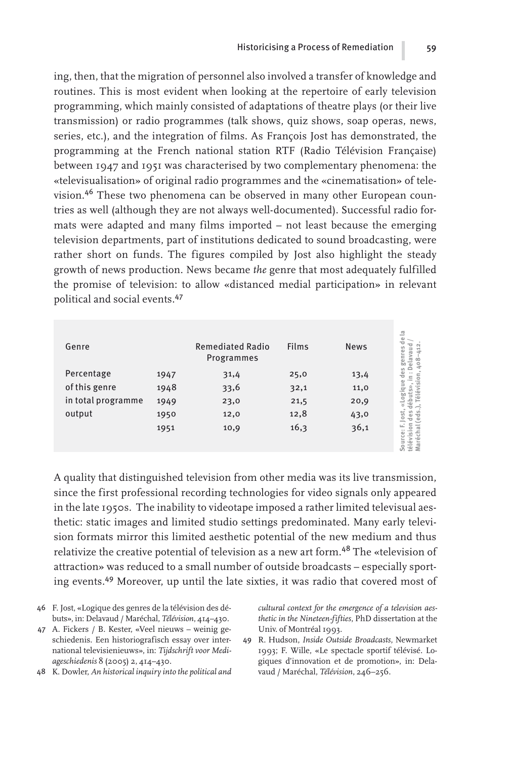ing, then, that the migration of personnel also involved a transfer of knowledge and routines. This is most evident when looking at the repertoire of early television programming, which mainly consisted of adaptations of theatre plays (or their live transmission) or radio programmes (talk shows, quiz shows, soap operas, news, series, etc.), and the integration of films. As François Jost has demonstrated, the programming at the French national station RTF (Radio Télévision Française) between 1947 and 1951 was characterised by two complementary phenomena: the «televisualisation» of original radio programmes and the «cinematisation» of television.[46] These two phenomena can be observed in many other European countries as well (although they are not always well-documented). Successful radio formats were adapted and many films imported – not least because the emerging television departments, part of institutions dedicated to sound broadcasting, were rather short on funds. The figures compiled by Jost also highlight the steady growth of news production. News became *the* genre that most adequately fulfilled the promise of television: to allow «distanced medial participation» in relevant political and social events.[47]

| Genre | | Remediated Radio Programmes | Films | News |
|---|---|---|---|---|
| Percentage of this genre in total programme output | 1947 | 31,4 | 25,0 | 13,4 |
| | 1948 | 33,6 | 32,1 | 11,0 |
| | 1949 | 23,0 | 21,5 | 20,9 |
| | 1950 | 12,0 | 12,8 | 43,0 |
| | 1951 | 10,9 | 16,3 | 36,1 |

Source: F. Jost, «Logique des genres de la télévision des débuts», in: Delavaud / Maréchal (eds.), Télévision, 408–412.

A quality that distinguished television from other media was its live transmission, since the first professional recording technologies for video signals only appeared in the late 1950s. The inability to videotape imposed a rather limited televisual aesthetic: static images and limited studio settings predominated. Many early television formats mirror this limited aesthetic potential of the new medium and thus relativize the creative potential of television as a new art form.[48] The «television of attraction» was reduced to a small number of outside broadcasts – especially sporting events.[49] Moreover, up until the late sixties, it was radio that covered most of

46 F. Jost, «Logique des genres de la télévision des débuts», in: Delavaud / Maréchal, *Télévision*, 414–430.

47 A. Fickers / B. Kester, «Veel nieuws – weinig geschiedenis. Een historiografisch essay over internationale televisienieuws», in: *Tijdschrift voor Mediageschiedenis* 8 (2005) 2, 414–430.

48 K. Dowler, *An historical inquiry into the political and cultural context for the emergence of a television aesthetic in the Nineteen-fifties*, PhD dissertation at the Univ. of Montréal 1993.

49 R. Hudson, *Inside Outside Broadcasts*, Newmarket 1993; F. Wille, «Le spectacle sportif télévisé. Logiques d'innovation et de promotion», in: Delavaud / Maréchal, *Télévision*, 246–256.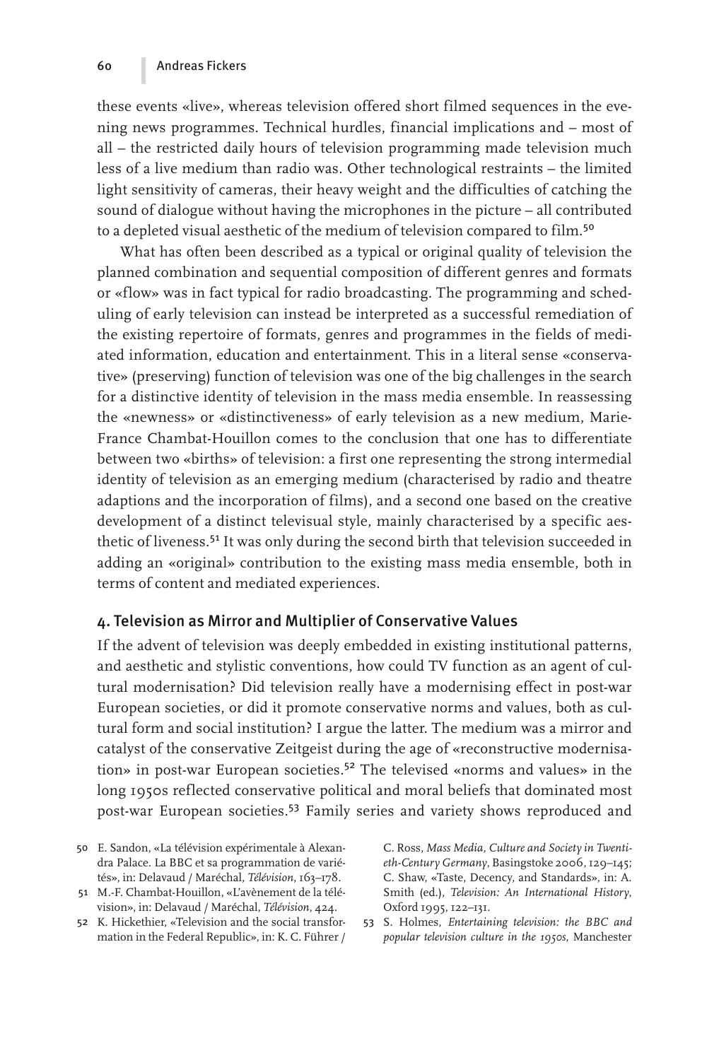these events «live», whereas television offered short filmed sequences in the evening news programmes. Technical hurdles, financial implications and – most of all – the restricted daily hours of television programming made television much less of a live medium than radio was. Other technological restraints – the limited light sensitivity of cameras, their heavy weight and the difficulties of catching the sound of dialogue without having the microphones in the picture – all contributed to a depleted visual aesthetic of the medium of television compared to film.[50]

What has often been described as a typical or original quality of television the planned combination and sequential composition of different genres and formats or «flow» was in fact typical for radio broadcasting. The programming and scheduling of early television can instead be interpreted as a successful remediation of the existing repertoire of formats, genres and programmes in the fields of mediated information, education and entertainment. This in a literal sense «conservative» (preserving) function of television was one of the big challenges in the search for a distinctive identity of television in the mass media ensemble. In reassessing the «newness» or «distinctiveness» of early television as a new medium, Marie-France Chambat-Houillon comes to the conclusion that one has to differentiate between two «births» of television: a first one representing the strong intermedial identity of television as an emerging medium (characterised by radio and theatre adaptions and the incorporation of films), and a second one based on the creative development of a distinct televisual style, mainly characterised by a specific aesthetic of liveness.[51] It was only during the second birth that television succeeded in adding an «original» contribution to the existing mass media ensemble, both in terms of content and mediated experiences.

## 4. Television as Mirror and Multiplier of Conservative Values

If the advent of television was deeply embedded in existing institutional patterns, and aesthetic and stylistic conventions, how could TV function as an agent of cultural modernisation? Did television really have a modernising effect in post-war European societies, or did it promote conservative norms and values, both as cultural form and social institution? I argue the latter. The medium was a mirror and catalyst of the conservative Zeitgeist during the age of «reconstructive modernisation» in post-war European societies.[52] The televised «norms and values» in the long 1950s reflected conservative political and moral beliefs that dominated most post-war European societies.[53] Family series and variety shows reproduced and

50 E. Sandon, «La télévision expérimentale à Alexandra Palace. La BBC et sa programmation de variétés», in: Delavaud / Maréchal, *Télévision*, 163–178.

51 M.-F. Chambat-Houillon, «L'avènement de la télévision», in: Delavaud / Maréchal, *Télévision*, 424.

52 K. Hickethier, «Television and the social transformation in the Federal Republic», in: K. C. Führer / C. Ross, *Mass Media, Culture and Society in Twentieth-Century Germany*, Basingstoke 2006, 129–145; C. Shaw, «Taste, Decency, and Standards», in: A. Smith (ed.), *Television: An International History*, Oxford 1995, 122–131.

53 S. Holmes, *Entertaining television: the BBC and popular television culture in the 1950s*, Manchester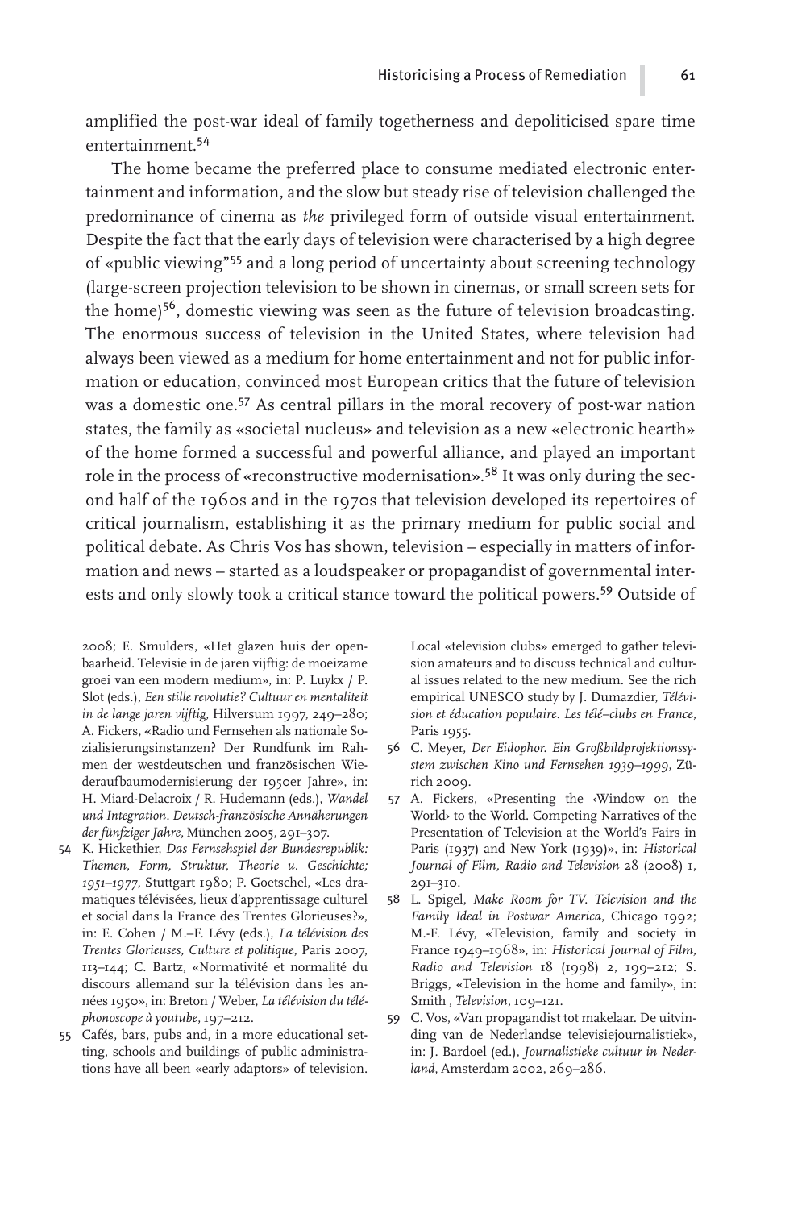amplified the post-war ideal of family togetherness and depoliticised spare time entertainment.[54]

The home became the preferred place to consume mediated electronic entertainment and information, and the slow but steady rise of television challenged the predominance of cinema as *the* privileged form of outside visual entertainment. Despite the fact that the early days of television were characterised by a high degree of «public viewing"[55] and a long period of uncertainty about screening technology (large-screen projection television to be shown in cinemas, or small screen sets for the home)[56], domestic viewing was seen as the future of television broadcasting. The enormous success of television in the United States, where television had always been viewed as a medium for home entertainment and not for public information or education, convinced most European critics that the future of television was a domestic one.[57] As central pillars in the moral recovery of post-war nation states, the family as «societal nucleus» and television as a new «electronic hearth» of the home formed a successful and powerful alliance, and played an important role in the process of «reconstructive modernisation».[58] It was only during the second half of the 1960s and in the 1970s that television developed its repertoires of critical journalism, establishing it as the primary medium for public social and political debate. As Chris Vos has shown, television – especially in matters of information and news – started as a loudspeaker or propagandist of governmental interests and only slowly took a critical stance toward the political powers.[59] Outside of

2008; E. Smulders, «Het glazen huis der openbaarheid. Televisie in de jaren vijftig: de moeizame groei van een modern medium», in: P. Luykx / P. Slot (eds.), *Een stille revolutie? Cultuur en mentaliteit in de lange jaren vijftig*, Hilversum 1997, 249–280; A. Fickers, «Radio und Fernsehen als nationale Sozialisierungsinstanzen? Der Rundfunk im Rahmen der westdeutschen und französischen Wiederaufbaumodernisierung der 1950er Jahre», in: H. Miard-Delacroix / R. Hudemann (eds.), *Wandel und Integration. Deutsch-französische Annäherungen der fünfziger Jahre*, München 2005, 291–307.

54 K. Hickethier, *Das Fernsehspiel der Bundesrepublik: Themen, Form, Struktur, Theorie u. Geschichte; 1951–1977*, Stuttgart 1980; P. Goetschel, «Les dramatiques télévisées, lieux d'apprentissage culturel et social dans la France des Trentes Glorieuses?», in: E. Cohen / M.-F. Lévy (eds.), *La télévision des Trentes Glorieuses, Culture et politique*, Paris 2007, 113–144; C. Bartz, «Normativité et normalité du discours allemand sur la télévision dans les années 1950», in: Breton / Weber, *La télévision du téléphonoscope à youtube*, 197–212.

55 Cafés, bars, pubs and, in a more educational setting, schools and buildings of public administrations have all been «early adaptors» of television. Local «television clubs» emerged to gather television amateurs and to discuss technical and cultural issues related to the new medium. See the rich empirical UNESCO study by J. Dumazdier, *Télévision et éducation populaire. Les télé-clubs en France*, Paris 1955.

56 C. Meyer, *Der Eidophor. Ein Großbildprojektionssystem zwischen Kino und Fernsehen 1939–1999*, Zürich 2009.

57 A. Fickers, «Presenting the ‹Window on the World› to the World. Competing Narratives of the Presentation of Television at the World's Fairs in Paris (1937) and New York (1939)», in: *Historical Journal of Film, Radio and Television* 28 (2008) 1, 291–310.

58 L. Spigel, *Make Room for TV. Television and the Family Ideal in Postwar America*, Chicago 1992; M.-F. Lévy, «Television, family and society in France 1949–1968», in: *Historical Journal of Film, Radio and Television* 18 (1998) 2, 199–212; S. Briggs, «Television in the home and family», in: Smith , *Television*, 109–121.

59 C. Vos, «Van propagandist tot makelaar. De uitvinding van de Nederlandse televisiejournalistiek», in: J. Bardoel (ed.), *Journalistieke cultuur in Nederland*, Amsterdam 2002, 269–286.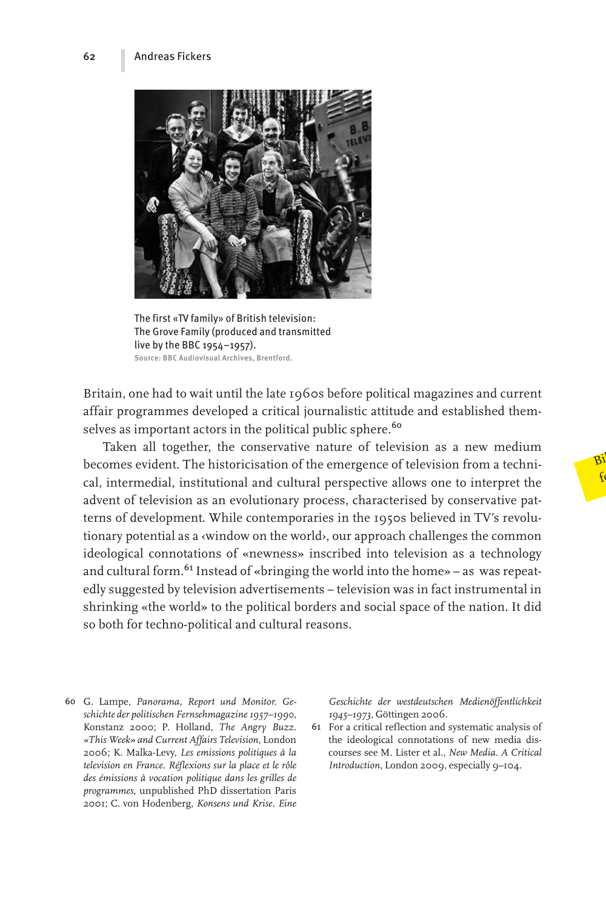The first «TV family» of British television: The Grove Family (produced and transmitted live by the BBC 1954–1957).
**Source: BBC Audiovisual Archives, Brentford.**

Britain, one had to wait until the late 1960s before political magazines and current affair programmes developed a critical journalistic attitude and established themselves as important actors in the political public sphere.[60]

Taken all together, the conservative nature of television as a new medium becomes evident. The historicisation of the emergence of television from a technical, intermedial, institutional and cultural perspective allows one to interpret the advent of television as an evolutionary process, characterised by conservative patterns of development. While contemporaries in the 1950s believed in TV's revolutionary potential as a ‹window on the world›, our approach challenges the common ideological connotations of «newness» inscribed into television as a technology and cultural form.[61] Instead of «bringing the world into the home» – as was repeatedly suggested by television advertisements – television was in fact instrumental in shrinking «the world» to the political borders and social space of the nation. It did so both for techno-political and cultural reasons.

60 G. Lampe, *Panorama, Report und Monitor. Geschichte der politischen Fernsehmagazine 1957–1990*, Konstanz 2000; P. Holland, *The Angry Buzz. «This Week» and Current Affairs Television*, London 2006; K. Malka-Levy, *Les emissions politiques à la television en France. Réflexions sur la place et le rôle des émissions à vocation politique dans les grilles de programmes*, unpublished PhD dissertation Paris 2001; C. von Hodenberg, *Konsens und Krise. Eine Geschichte der westdeutschen Medienöffentlichkeit 1945–1973*, Göttingen 2006.

61 For a critical reflection and systematic analysis of the ideological connotations of new media discourses see M. Lister et al., *New Media. A Critical Introduction*, London 2009, especially 9–104.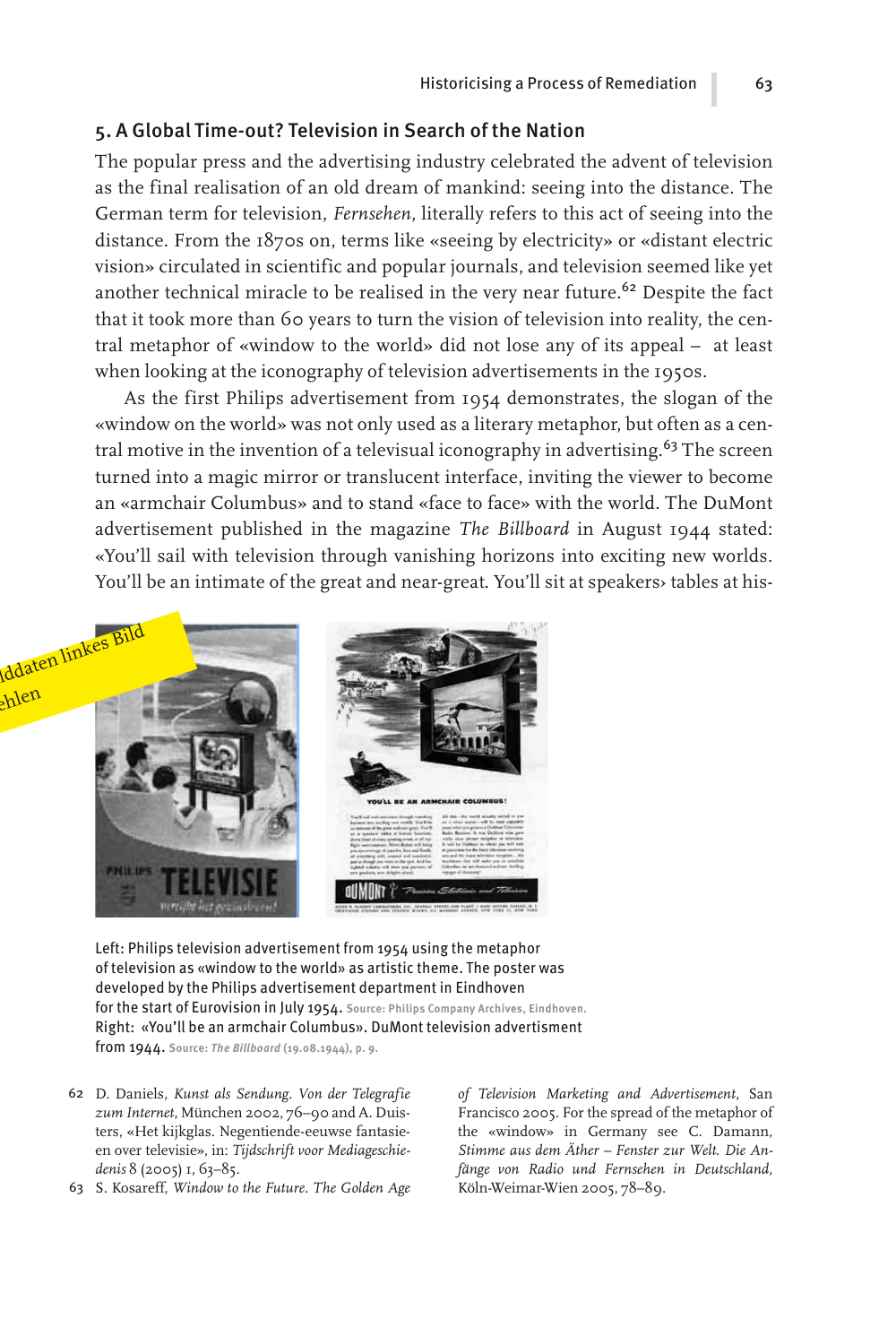## 5. A Global Time-out? Television in Search of the Nation

The popular press and the advertising industry celebrated the advent of television as the final realisation of an old dream of mankind: seeing into the distance. The German term for television, *Fernsehen*, literally refers to this act of seeing into the distance. From the 1870s on, terms like «seeing by electricity» or «distant electric vision» circulated in scientific and popular journals, and television seemed like yet another technical miracle to be realised in the very near future.[62] Despite the fact that it took more than 60 years to turn the vision of television into reality, the central metaphor of «window to the world» did not lose any of its appeal – at least when looking at the iconography of television advertisements in the 1950s.

As the first Philips advertisement from 1954 demonstrates, the slogan of the «window on the world» was not only used as a literary metaphor, but often as a central motive in the invention of a televisual iconography in advertising.[63] The screen turned into a magic mirror or translucent interface, inviting the viewer to become an «armchair Columbus» and to stand «face to face» with the world. The DuMont advertisement published in the magazine *The Billboard* in August 1944 stated: «You'll sail with television through vanishing horizons into exciting new worlds. You'll be an intimate of the great and near-great. You'll sit at speakers› tables at his-

Left: Philips television advertisement from 1954 using the metaphor of television as «window to the world» as artistic theme. The poster was developed by the Philips advertisement department in Eindhoven for the start of Eurovision in July 1954. Source: Philips Company Archives, Eindhoven.
Right: «You'll be an armchair Columbus». DuMont television advertisment from 1944. Source: *The Billboard* (19.08.1944), p. 9.

62 D. Daniels, *Kunst als Sendung. Von der Telegrafie zum Internet*, München 2002, 76–90 and A. Duisters, «Het kijkglas. Negentiende-eeuwse fantasieen over televisie», in: *Tijdschrift voor Mediageschiedenis* 8 (2005) 1, 63–85.

63 S. Kosareff, *Window to the Future. The Golden Age of Television Marketing and Advertisement*, San Francisco 2005. For the spread of the metaphor of the «window» in Germany see C. Damann, *Stimme aus dem Äther – Fenster zur Welt. Die Anfänge von Radio und Fernsehen in Deutschland*, Köln-Weimar-Wien 2005, 78–89.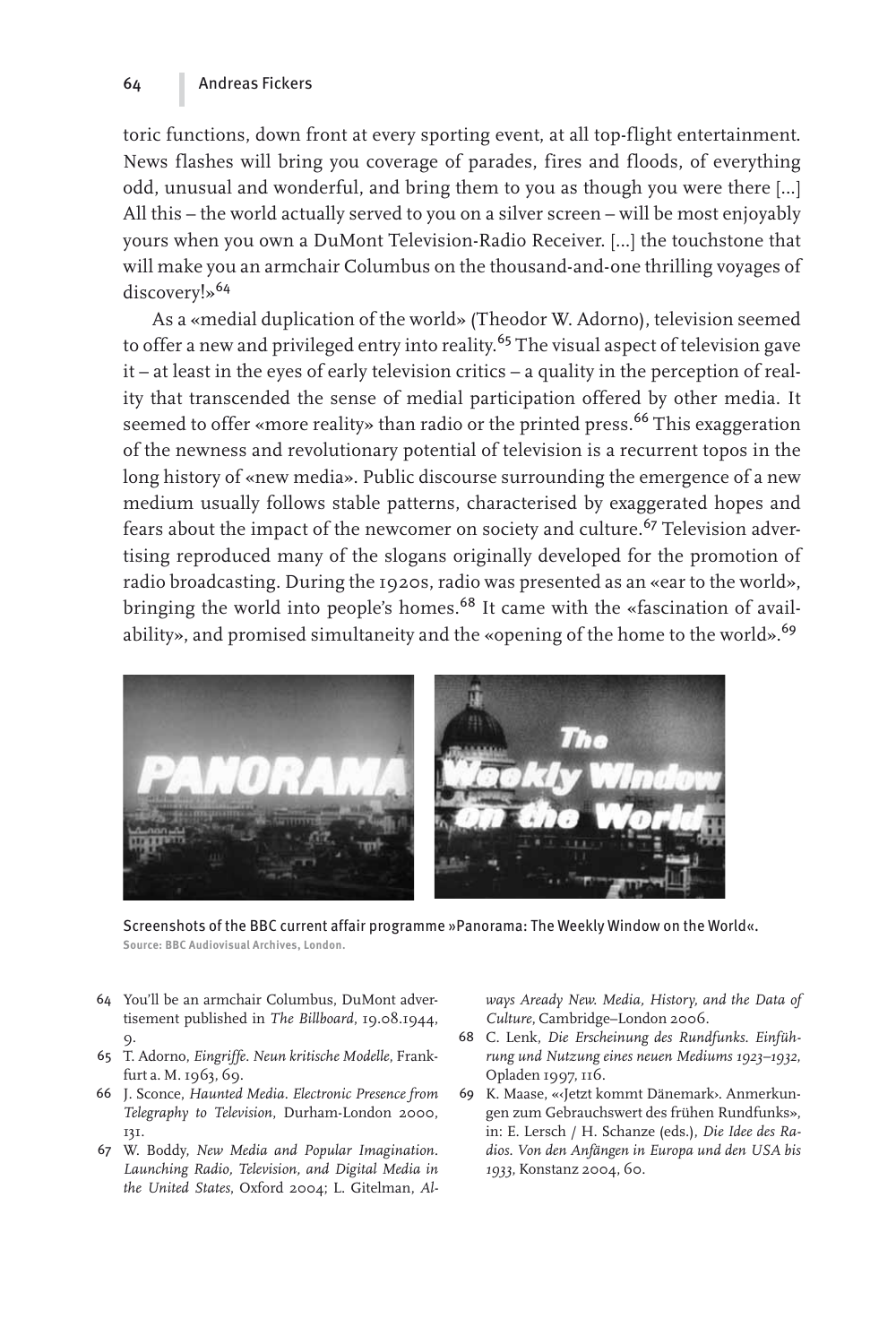toric functions, down front at every sporting event, at all top-flight entertainment. News flashes will bring you coverage of parades, fires and floods, of everything odd, unusual and wonderful, and bring them to you as though you were there [...] All this – the world actually served to you on a silver screen – will be most enjoyably yours when you own a DuMont Television-Radio Receiver. [...] the touchstone that will make you an armchair Columbus on the thousand-and-one thrilling voyages of discovery!»[64]

As a «medial duplication of the world» (Theodor W. Adorno), television seemed to offer a new and privileged entry into reality.[65] The visual aspect of television gave it – at least in the eyes of early television critics – a quality in the perception of reality that transcended the sense of medial participation offered by other media. It seemed to offer «more reality» than radio or the printed press.[66] This exaggeration of the newness and revolutionary potential of television is a recurrent topos in the long history of «new media». Public discourse surrounding the emergence of a new medium usually follows stable patterns, characterised by exaggerated hopes and fears about the impact of the newcomer on society and culture.[67] Television advertising reproduced many of the slogans originally developed for the promotion of radio broadcasting. During the 1920s, radio was presented as an «ear to the world», bringing the world into people's homes.[68] It came with the «fascination of availability», and promised simultaneity and the «opening of the home to the world».[69]

Screenshots of the BBC current affair programme »Panorama: The Weekly Window on the World«.
Source: BBC Audiovisual Archives, London.

64 You'll be an armchair Columbus, DuMont advertisement published in *The Billboard*, 19.08.1944, 9.

65 T. Adorno, *Eingriffe. Neun kritische Modelle*, Frankfurt a. M. 1963, 69.

66 J. Sconce, *Haunted Media. Electronic Presence from Telegraphy to Television*, Durham-London 2000, 131.

67 W. Boddy, *New Media and Popular Imagination. Launching Radio, Television, and Digital Media in the United States*, Oxford 2004; L. Gitelman, *Always Aready New. Media, History, and the Data of Culture*, Cambridge–London 2006.

68 C. Lenk, *Die Erscheinung des Rundfunks. Einführung und Nutzung eines neuen Mediums 1923–1932*, Opladen 1997, 116.

69 K. Maase, «‹Jetzt kommt Dänemark›. Anmerkungen zum Gebrauchswert des frühen Rundfunks», in: E. Lersch / H. Schanze (eds.), *Die Idee des Radios. Von den Anfängen in Europa und den USA bis 1933*, Konstanz 2004, 60.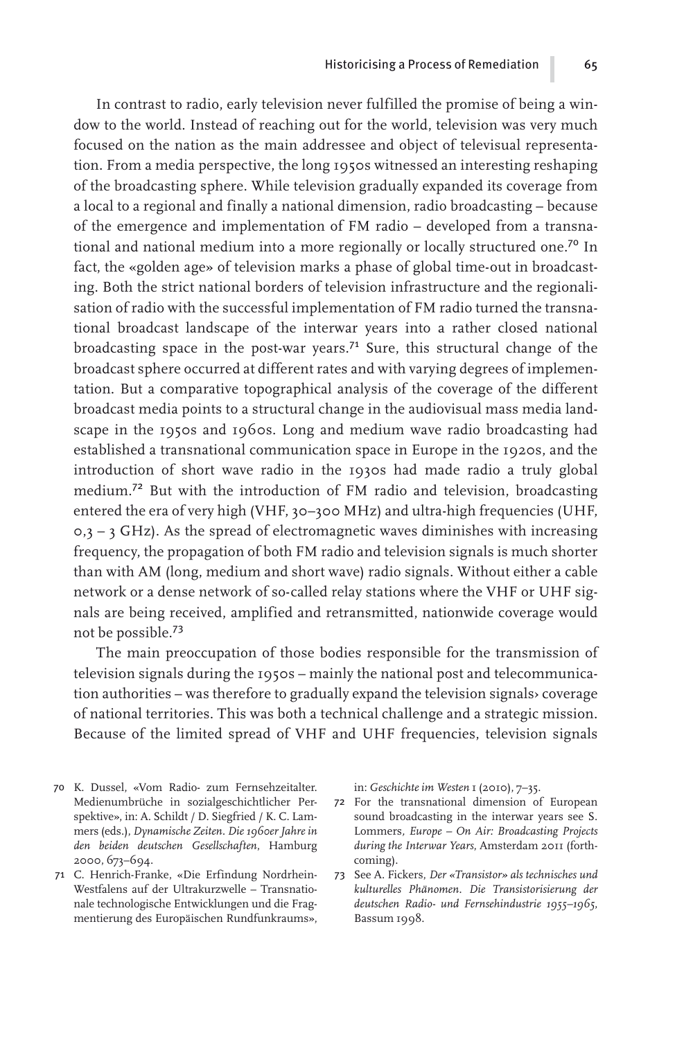In contrast to radio, early television never fulfilled the promise of being a window to the world. Instead of reaching out for the world, television was very much focused on the nation as the main addressee and object of televisual representation. From a media perspective, the long 1950s witnessed an interesting reshaping of the broadcasting sphere. While television gradually expanded its coverage from a local to a regional and finally a national dimension, radio broadcasting – because of the emergence and implementation of FM radio – developed from a transnational and national medium into a more regionally or locally structured one.[70] In fact, the «golden age» of television marks a phase of global time-out in broadcasting. Both the strict national borders of television infrastructure and the regionalisation of radio with the successful implementation of FM radio turned the transnational broadcast landscape of the interwar years into a rather closed national broadcasting space in the post-war years.[71] Sure, this structural change of the broadcast sphere occurred at different rates and with varying degrees of implementation. But a comparative topographical analysis of the coverage of the different broadcast media points to a structural change in the audiovisual mass media landscape in the 1950s and 1960s. Long and medium wave radio broadcasting had established a transnational communication space in Europe in the 1920s, and the introduction of short wave radio in the 1930s had made radio a truly global medium.[72] But with the introduction of FM radio and television, broadcasting entered the era of very high (VHF, 30–300 MHz) and ultra-high frequencies (UHF, 0,3 – 3 GHz). As the spread of electromagnetic waves diminishes with increasing frequency, the propagation of both FM radio and television signals is much shorter than with AM (long, medium and short wave) radio signals. Without either a cable network or a dense network of so-called relay stations where the VHF or UHF signals are being received, amplified and retransmitted, nationwide coverage would not be possible.[73]

The main preoccupation of those bodies responsible for the transmission of television signals during the 1950s – mainly the national post and telecommunication authorities – was therefore to gradually expand the television signals› coverage of national territories. This was both a technical challenge and a strategic mission. Because of the limited spread of VHF and UHF frequencies, television signals

70 K. Dussel, «Vom Radio- zum Fernsehzeitalter. Medienumbrüche in sozialgeschichtlicher Perspektive», in: A. Schildt / D. Siegfried / K. C. Lammers (eds.), *Dynamische Zeiten. Die 1960er Jahre in den beiden deutschen Gesellschaften*, Hamburg 2000, 673–694.

71 C. Henrich-Franke, «Die Erfindung Nordrhein-Westfalens auf der Ultrakurzwelle – Transnationale technologische Entwicklungen und die Fragmentierung des Europäischen Rundfunkraums», in: *Geschichte im Westen* 1 (2010), 7–35.

72 For the transnational dimension of European sound broadcasting in the interwar years see S. Lommers, *Europe – On Air: Broadcasting Projects during the Interwar Years*, Amsterdam 2011 (forthcoming).

73 See A. Fickers, *Der «Transistor» als technisches und kulturelles Phänomen. Die Transistorisierung der deutschen Radio- und Fernsehindustrie 1955–1965*, Bassum 1998.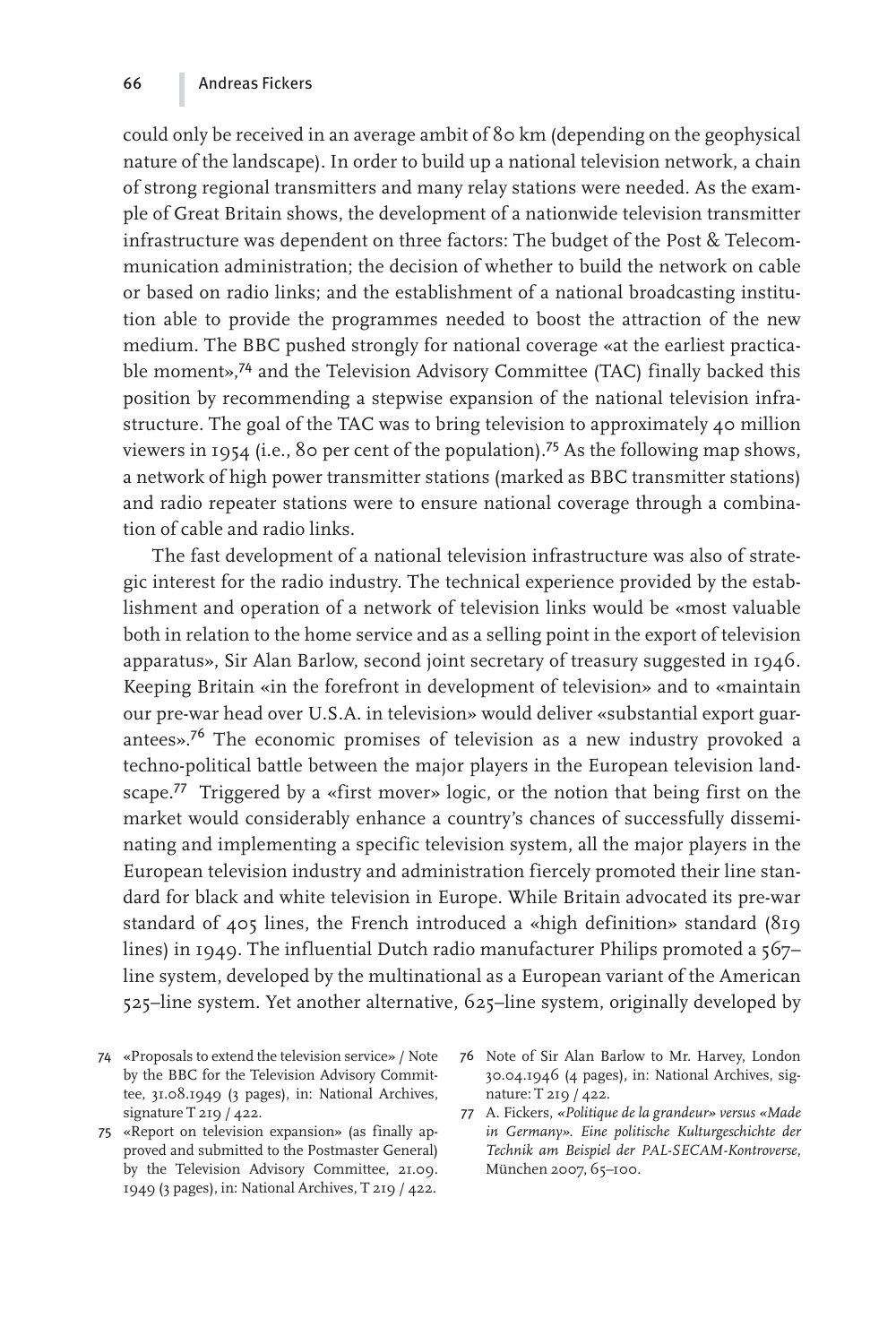could only be received in an average ambit of 80 km (depending on the geophysical nature of the landscape). In order to build up a national television network, a chain of strong regional transmitters and many relay stations were needed. As the example of Great Britain shows, the development of a nationwide television transmitter infrastructure was dependent on three factors: The budget of the Post & Telecommunication administration; the decision of whether to build the network on cable or based on radio links; and the establishment of a national broadcasting institution able to provide the programmes needed to boost the attraction of the new medium. The BBC pushed strongly for national coverage «at the earliest practicable moment»,[74] and the Television Advisory Committee (TAC) finally backed this position by recommending a stepwise expansion of the national television infrastructure. The goal of the TAC was to bring television to approximately 40 million viewers in 1954 (i.e., 80 per cent of the population).[75] As the following map shows, a network of high power transmitter stations (marked as BBC transmitter stations) and radio repeater stations were to ensure national coverage through a combination of cable and radio links.

The fast development of a national television infrastructure was also of strategic interest for the radio industry. The technical experience provided by the establishment and operation of a network of television links would be «most valuable both in relation to the home service and as a selling point in the export of television apparatus», Sir Alan Barlow, second joint secretary of treasury suggested in 1946. Keeping Britain «in the forefront in development of television» and to «maintain our pre-war head over U.S.A. in television» would deliver «substantial export guarantees».[76] The economic promises of television as a new industry provoked a techno-political battle between the major players in the European television landscape.[77] Triggered by a «first mover» logic, or the notion that being first on the market would considerably enhance a country's chances of successfully disseminating and implementing a specific television system, all the major players in the European television industry and administration fiercely promoted their line standard for black and white television in Europe. While Britain advocated its pre-war standard of 405 lines, the French introduced a «high definition» standard (819 lines) in 1949. The influential Dutch radio manufacturer Philips promoted a 567–line system, developed by the multinational as a European variant of the American 525–line system. Yet another alternative, 625–line system, originally developed by

74 «Proposals to extend the television service» / Note by the BBC for the Television Advisory Committee, 31.08.1949 (3 pages), in: National Archives, signature T 219 / 422.

75 «Report on television expansion» (as finally approved and submitted to the Postmaster General) by the Television Advisory Committee, 21.09.1949 (3 pages), in: National Archives, T 219 / 422.

76 Note of Sir Alan Barlow to Mr. Harvey, London 30.04.1946 (4 pages), in: National Archives, signature: T 219 / 422.

77 A. Fickers, *«Politique de la grandeur» versus «Made in Germany». Eine politische Kulturgeschichte der Technik am Beispiel der PAL-SECAM-Kontroverse*, München 2007, 65–100.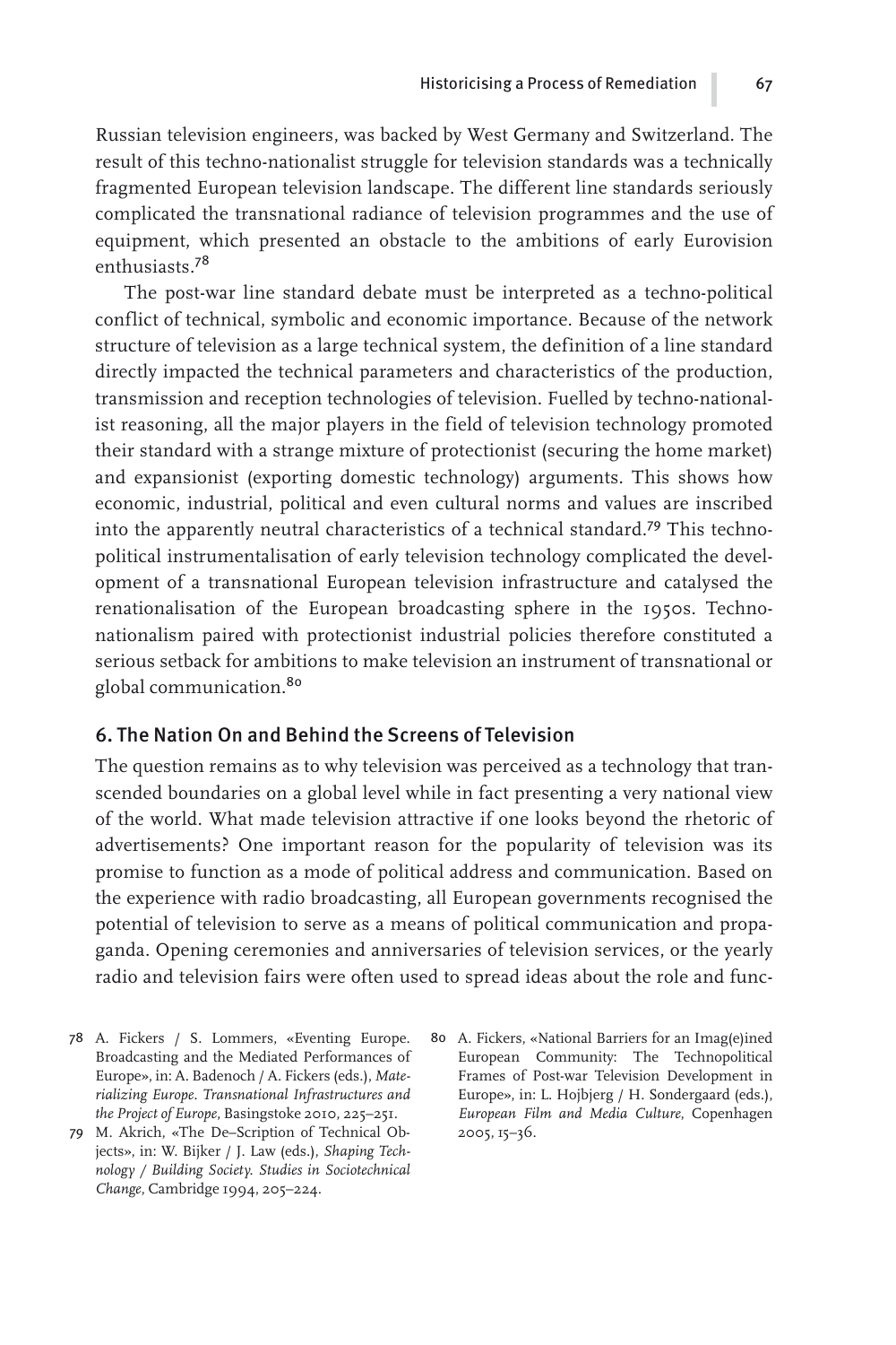Russian television engineers, was backed by West Germany and Switzerland. The result of this techno-nationalist struggle for television standards was a technically fragmented European television landscape. The different line standards seriously complicated the transnational radiance of television programmes and the use of equipment, which presented an obstacle to the ambitions of early Eurovision enthusiasts.[78]

The post-war line standard debate must be interpreted as a techno-political conflict of technical, symbolic and economic importance. Because of the network structure of television as a large technical system, the definition of a line standard directly impacted the technical parameters and characteristics of the production, transmission and reception technologies of television. Fuelled by techno-nationalist reasoning, all the major players in the field of television technology promoted their standard with a strange mixture of protectionist (securing the home market) and expansionist (exporting domestic technology) arguments. This shows how economic, industrial, political and even cultural norms and values are inscribed into the apparently neutral characteristics of a technical standard.[79] This techno-political instrumentalisation of early television technology complicated the development of a transnational European television infrastructure and catalysed the renationalisation of the European broadcasting sphere in the 1950s. Techno-nationalism paired with protectionist industrial policies therefore constituted a serious setback for ambitions to make television an instrument of transnational or global communication.[80]

## 6. The Nation On and Behind the Screens of Television

The question remains as to why television was perceived as a technology that transcended boundaries on a global level while in fact presenting a very national view of the world. What made television attractive if one looks beyond the rhetoric of advertisements? One important reason for the popularity of television was its promise to function as a mode of political address and communication. Based on the experience with radio broadcasting, all European governments recognised the potential of television to serve as a means of political communication and propaganda. Opening ceremonies and anniversaries of television services, or the yearly radio and television fairs were often used to spread ideas about the role and func-

78 A. Fickers / S. Lommers, «Eventing Europe. Broadcasting and the Mediated Performances of Europe», in: A. Badenoch / A. Fickers (eds.), *Materializing Europe. Transnational Infrastructures and the Project of Europe*, Basingstoke 2010, 225–251.

79 M. Akrich, «The De–Scription of Technical Objects», in: W. Bijker / J. Law (eds.), *Shaping Technology / Building Society. Studies in Sociotechnical Change*, Cambridge 1994, 205–224.

80 A. Fickers, «National Barriers for an Imag(e)ined European Community: The Technopolitical Frames of Post-war Television Development in Europe», in: L. Hojbjerg / H. Sondergaard (eds.), *European Film and Media Culture*, Copenhagen 2005, 15–36.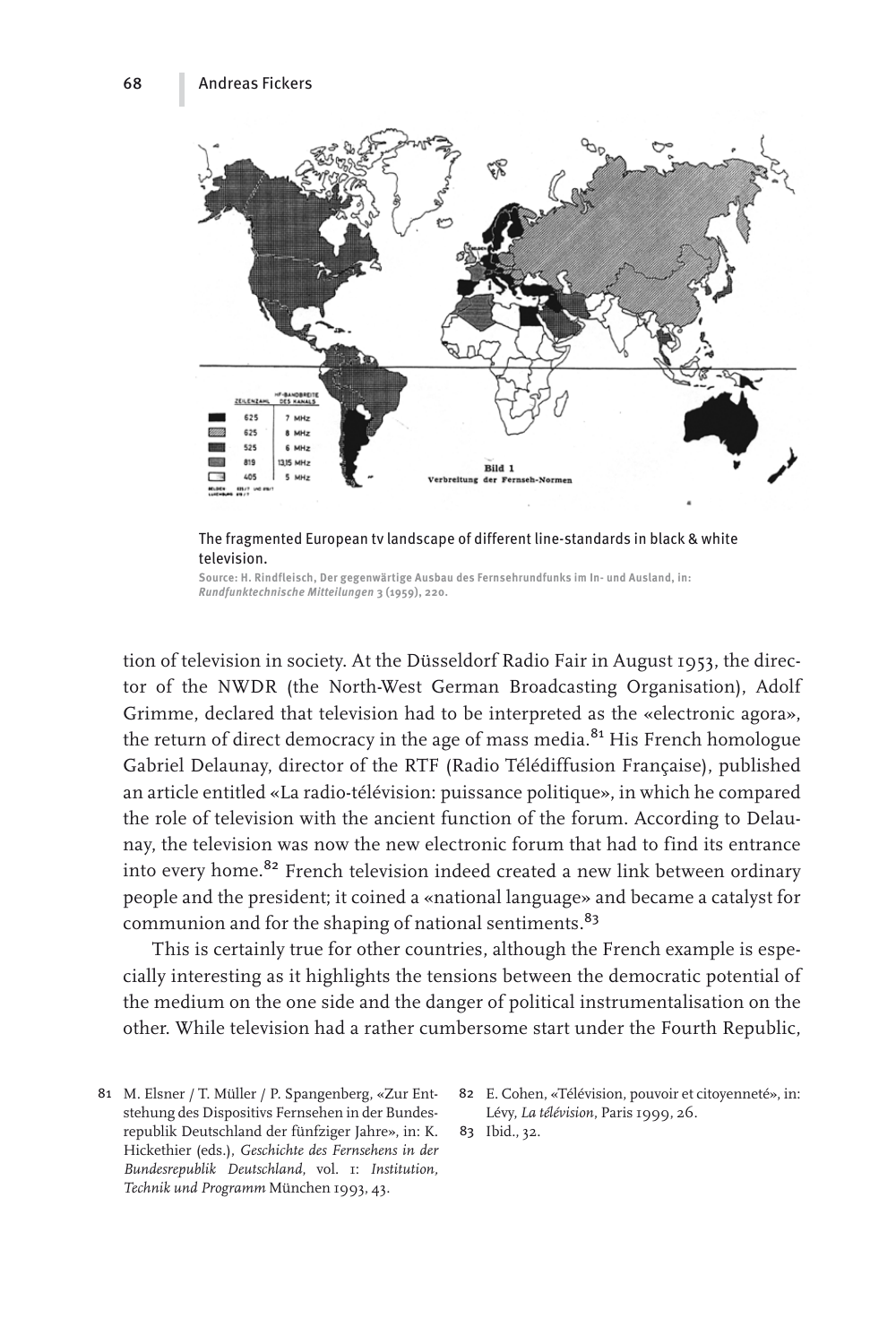The fragmented European tv landscape of different line-standards in black & white television.

Source: H. Rindfleisch, Der gegenwärtige Ausbau des Fernsehrundfunks im In- und Ausland, in: *Rundfunktechnische Mitteilungen* 3 (1959), 220.

tion of television in society. At the Düsseldorf Radio Fair in August 1953, the director of the NWDR (the North-West German Broadcasting Organisation), Adolf Grimme, declared that television had to be interpreted as the «electronic agora», the return of direct democracy in the age of mass media.[81] His French homologue Gabriel Delaunay, director of the RTF (Radio Télédiffusion Française), published an article entitled «La radio-télévision: puissance politique», in which he compared the role of television with the ancient function of the forum. According to Delaunay, the television was now the new electronic forum that had to find its entrance into every home.[82] French television indeed created a new link between ordinary people and the president; it coined a «national language» and became a catalyst for communion and for the shaping of national sentiments.[83]

This is certainly true for other countries, although the French example is especially interesting as it highlights the tensions between the democratic potential of the medium on the one side and the danger of political instrumentalisation on the other. While television had a rather cumbersome start under the Fourth Republic,

81 M. Elsner / T. Müller / P. Spangenberg, «Zur Entstehung des Dispositivs Fernsehen in der Bundesrepublik Deutschland der fünfziger Jahre», in: K. Hickethier (eds.), *Geschichte des Fernsehens in der Bundesrepublik Deutschland*, vol. 1: *Institution, Technik und Programm* München 1993, 43.

82 E. Cohen, «Télévision, pouvoir et citoyenneté», in: Lévy, *La télévision*, Paris 1999, 26.

83 Ibid., 32.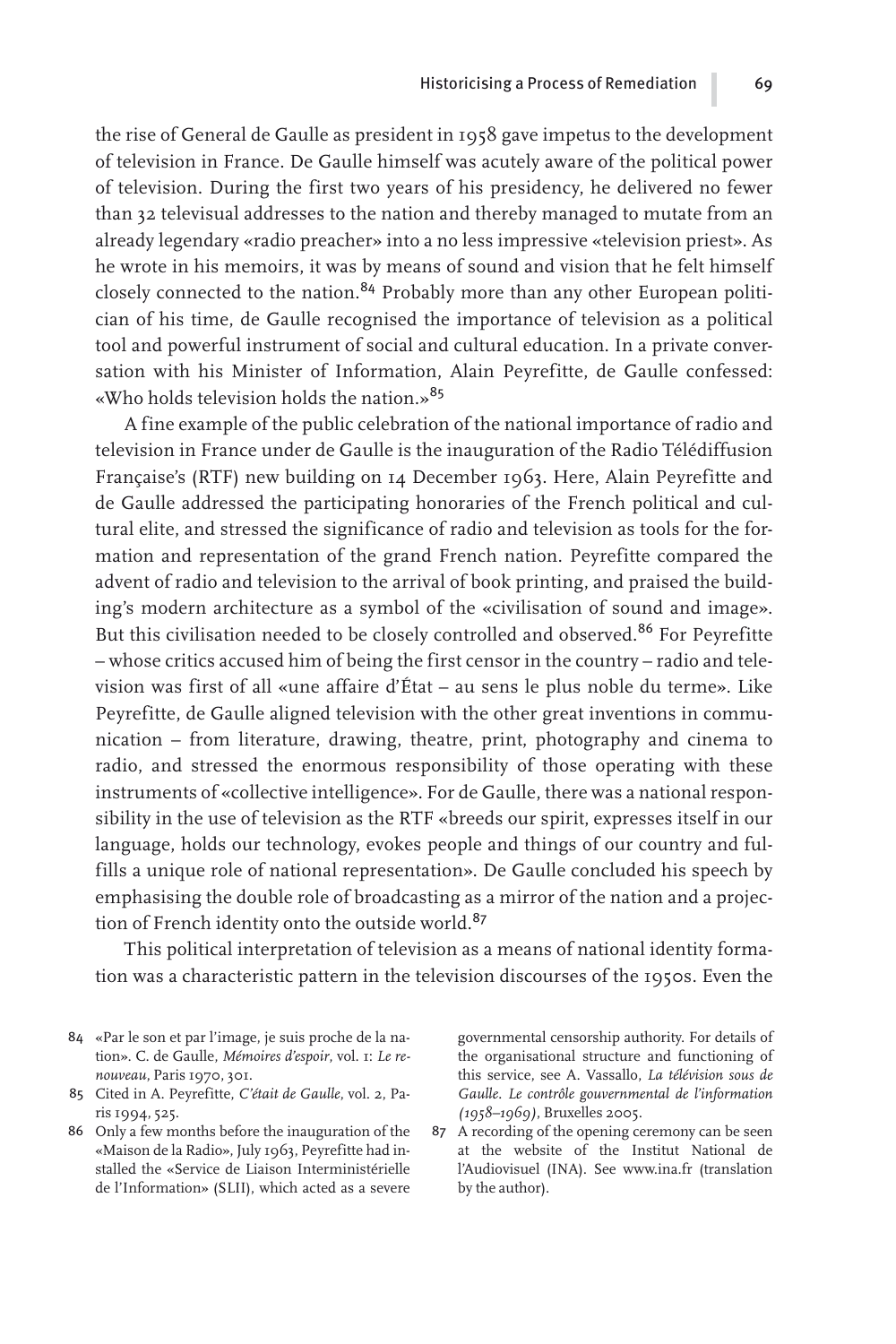the rise of General de Gaulle as president in 1958 gave impetus to the development of television in France. De Gaulle himself was acutely aware of the political power of television. During the first two years of his presidency, he delivered no fewer than 32 televisual addresses to the nation and thereby managed to mutate from an already legendary «radio preacher» into a no less impressive «television priest». As he wrote in his memoirs, it was by means of sound and vision that he felt himself closely connected to the nation.[84] Probably more than any other European politician of his time, de Gaulle recognised the importance of television as a political tool and powerful instrument of social and cultural education. In a private conversation with his Minister of Information, Alain Peyrefitte, de Gaulle confessed: «Who holds television holds the nation.»[85]

A fine example of the public celebration of the national importance of radio and television in France under de Gaulle is the inauguration of the Radio Télédiffusion Française's (RTF) new building on 14 December 1963. Here, Alain Peyrefitte and de Gaulle addressed the participating honoraries of the French political and cultural elite, and stressed the significance of radio and television as tools for the formation and representation of the grand French nation. Peyrefitte compared the advent of radio and television to the arrival of book printing, and praised the building's modern architecture as a symbol of the «civilisation of sound and image». But this civilisation needed to be closely controlled and observed.[86] For Peyrefitte – whose critics accused him of being the first censor in the country – radio and television was first of all «une affaire d'État – au sens le plus noble du terme». Like Peyrefitte, de Gaulle aligned television with the other great inventions in communication – from literature, drawing, theatre, print, photography and cinema to radio, and stressed the enormous responsibility of those operating with these instruments of «collective intelligence». For de Gaulle, there was a national responsibility in the use of television as the RTF «breeds our spirit, expresses itself in our language, holds our technology, evokes people and things of our country and fulfills a unique role of national representation». De Gaulle concluded his speech by emphasising the double role of broadcasting as a mirror of the nation and a projection of French identity onto the outside world.[87]

This political interpretation of television as a means of national identity formation was a characteristic pattern in the television discourses of the 1950s. Even the

84 «Par le son et par l'image, je suis proche de la nation». C. de Gaulle, *Mémoires d'espoir*, vol. 1: *Le renouveau*, Paris 1970, 301.

85 Cited in A. Peyrefitte, *C'était de Gaulle*, vol. 2, Paris 1994, 525.

86 Only a few months before the inauguration of the «Maison de la Radio», July 1963, Peyrefitte had installed the «Service de Liaison Interministérielle de l'Information» (SLII), which acted as a severe governmental censorship authority. For details of the organisational structure and functioning of this service, see A. Vassallo, *La télévision sous de Gaulle. Le contrôle gouvernemental de l'information (1958–1969)*, Bruxelles 2005.

87 A recording of the opening ceremony can be seen at the website of the Institut National de l'Audiovisuel (INA). See www.ina.fr (translation by the author).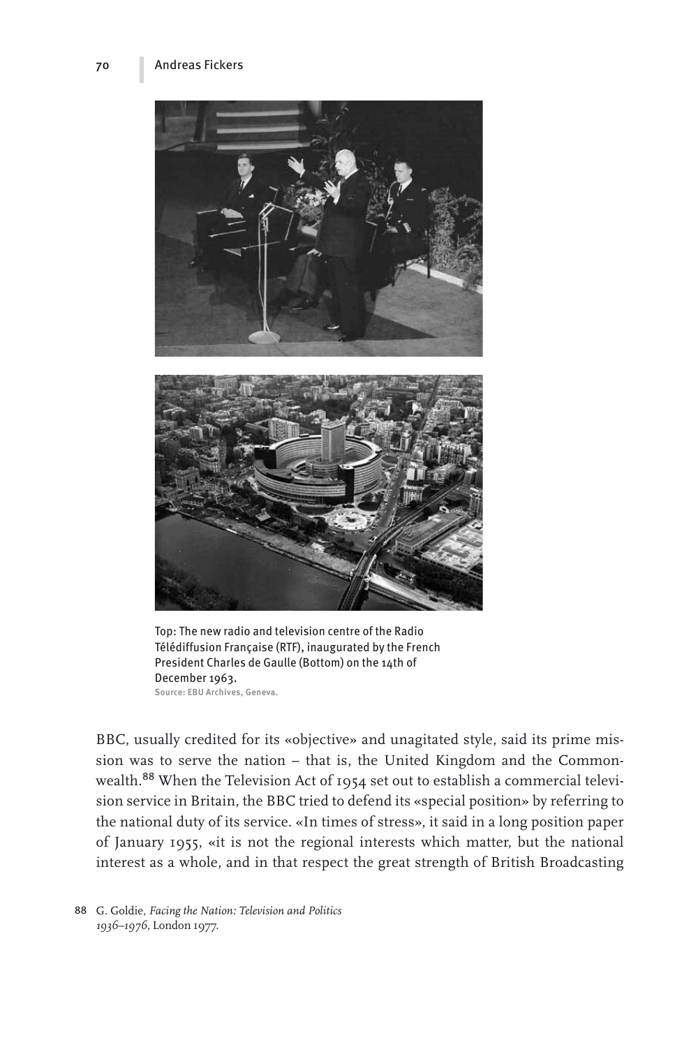Top: The new radio and television centre of the Radio Télédiffusion Française (RTF), inaugurated by the French President Charles de Gaulle (Bottom) on the 14th of December 1963.
Source: EBU Archives, Geneva.

BBC, usually credited for its «objective» and unagitated style, said its prime mission was to serve the nation – that is, the United Kingdom and the Commonwealth.[88] When the Television Act of 1954 set out to establish a commercial television service in Britain, the BBC tried to defend its «special position» by referring to the national duty of its service. «In times of stress», it said in a long position paper of January 1955, «it is not the regional interests which matter, but the national interest as a whole, and in that respect the great strength of British Broadcasting

88 G. Goldie, *Facing the Nation: Television and Politics 1936–1976*, London 1977.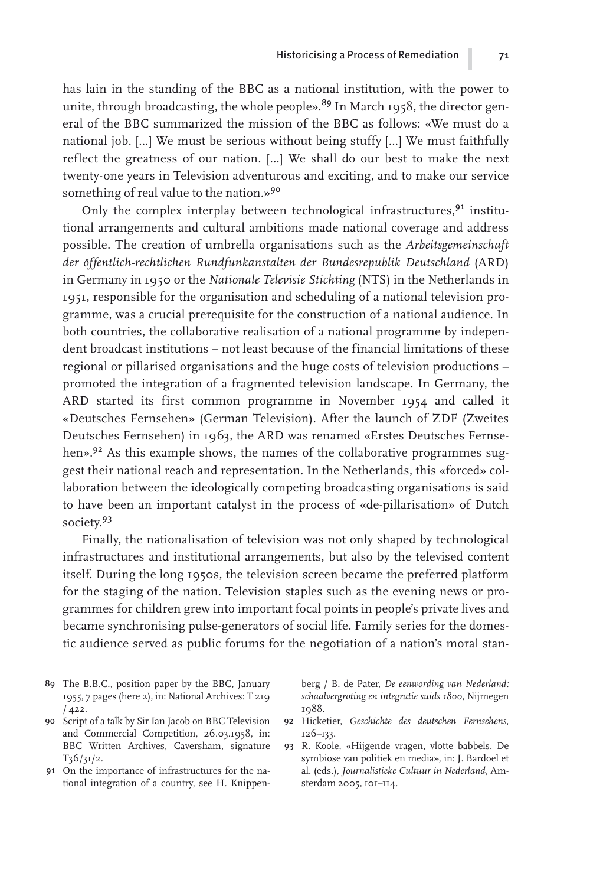has lain in the standing of the BBC as a national institution, with the power to unite, through broadcasting, the whole people».[89] In March 1958, the director general of the BBC summarized the mission of the BBC as follows: «We must do a national job. [...] We must be serious without being stuffy [...] We must faithfully reflect the greatness of our nation. [...] We shall do our best to make the next twenty-one years in Television adventurous and exciting, and to make our service something of real value to the nation.»[90]

Only the complex interplay between technological infrastructures,[91] institutional arrangements and cultural ambitions made national coverage and address possible. The creation of umbrella organisations such as the *Arbeitsgemeinschaft der öffentlich-rechtlichen Rundfunkanstalten der Bundesrepublik Deutschland* (ARD) in Germany in 1950 or the *Nationale Televisie Stichting* (NTS) in the Netherlands in 1951, responsible for the organisation and scheduling of a national television programme, was a crucial prerequisite for the construction of a national audience. In both countries, the collaborative realisation of a national programme by independent broadcast institutions – not least because of the financial limitations of these regional or pillarised organisations and the huge costs of television productions – promoted the integration of a fragmented television landscape. In Germany, the ARD started its first common programme in November 1954 and called it «Deutsches Fernsehen» (German Television). After the launch of ZDF (Zweites Deutsches Fernsehen) in 1963, the ARD was renamed «Erstes Deutsches Fernsehen».[92] As this example shows, the names of the collaborative programmes suggest their national reach and representation. In the Netherlands, this «forced» collaboration between the ideologically competing broadcasting organisations is said to have been an important catalyst in the process of «de-pillarisation» of Dutch society.[93]

Finally, the nationalisation of television was not only shaped by technological infrastructures and institutional arrangements, but also by the televised content itself. During the long 1950s, the television screen became the preferred platform for the staging of the nation. Television staples such as the evening news or programmes for children grew into important focal points in people's private lives and became synchronising pulse-generators of social life. Family series for the domestic audience served as public forums for the negotiation of a nation's moral stan-

89 The B.B.C., position paper by the BBC, January 1955, 7 pages (here 2), in: National Archives: T 219 / 422.

90 Script of a talk by Sir Ian Jacob on BBC Television and Commercial Competition, 26.03.1958, in: BBC Written Archives, Caversham, signature T36/31/2.

91 On the importance of infrastructures for the national integration of a country, see H. Knippenberg / B. de Pater, *De eenwording van Nederland: schaalvergroting en integratie suids 1800*, Nijmegen 1988.

92 Hicketier, *Geschichte des deutschen Fernsehens*, 126–133.

93 R. Koole, «Hijgende vragen, vlotte babbels. De symbiose van politiek en media», in: J. Bardoel et al. (eds.), *Journalistieke Cultuur in Nederland*, Amsterdam 2005, 101–114.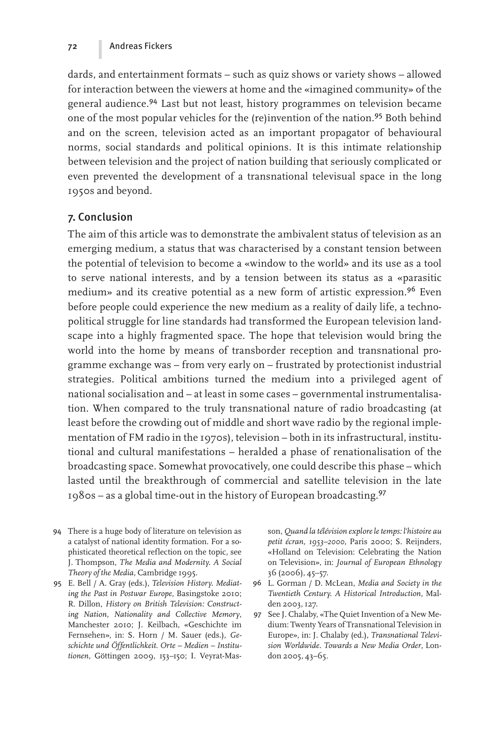dards, and entertainment formats – such as quiz shows or variety shows – allowed for interaction between the viewers at home and the «imagined community» of the general audience.[94] Last but not least, history programmes on television became one of the most popular vehicles for the (re)invention of the nation.[95] Both behind and on the screen, television acted as an important propagator of behavioural norms, social standards and political opinions. It is this intimate relationship between television and the project of nation building that seriously complicated or even prevented the development of a transnational televisual space in the long 1950s and beyond.

## 7. Conclusion

The aim of this article was to demonstrate the ambivalent status of television as an emerging medium, a status that was characterised by a constant tension between the potential of television to become a «window to the world» and its use as a tool to serve national interests, and by a tension between its status as a «parasitic medium» and its creative potential as a new form of artistic expression.[96] Even before people could experience the new medium as a reality of daily life, a techno-political struggle for line standards had transformed the European television landscape into a highly fragmented space. The hope that television would bring the world into the home by means of transborder reception and transnational programme exchange was – from very early on – frustrated by protectionist industrial strategies. Political ambitions turned the medium into a privileged agent of national socialisation and – at least in some cases – governmental instrumentalisation. When compared to the truly transnational nature of radio broadcasting (at least before the crowding out of middle and short wave radio by the regional implementation of FM radio in the 1970s), television – both in its infrastructural, institutional and cultural manifestations – heralded a phase of renationalisation of the broadcasting space. Somewhat provocatively, one could describe this phase – which lasted until the breakthrough of commercial and satellite television in the late 1980s – as a global time-out in the history of European broadcasting.[97]

94 There is a huge body of literature on television as a catalyst of national identity formation. For a sophisticated theoretical reflection on the topic, see J. Thompson, *The Media and Modernity. A Social Theory of the Media*, Cambridge 1995.

95 E. Bell / A. Gray (eds.), *Television History. Mediating the Past in Postwar Europe*, Basingstoke 2010; R. Dillon, *History on British Television: Constructing Nation, Nationality and Collective Memory*, Manchester 2010; J. Keilbach, «Geschichte im Fernsehen», in: S. Horn / M. Sauer (eds.), *Geschichte und Öffentlichkeit. Orte – Medien – Institutionen*, Göttingen 2009, 153–150; I. Veyrat-Masson, *Quand la télévision explore le temps: l'histoire au petit écran, 1953–2000*, Paris 2000; S. Reijnders, «Holland on Television: Celebrating the Nation on Television», in: *Journal of European Ethnology* 36 (2006), 45–57.

96 L. Gorman / D. McLean, *Media and Society in the Twentieth Century. A Historical Introduction*, Malden 2003, 127.

97 See J. Chalaby, «The Quiet Invention of a New Medium: Twenty Years of Transnational Television in Europe», in: J. Chalaby (ed.), *Transnational Television Worldwide. Towards a New Media Order*, London 2005, 43–65.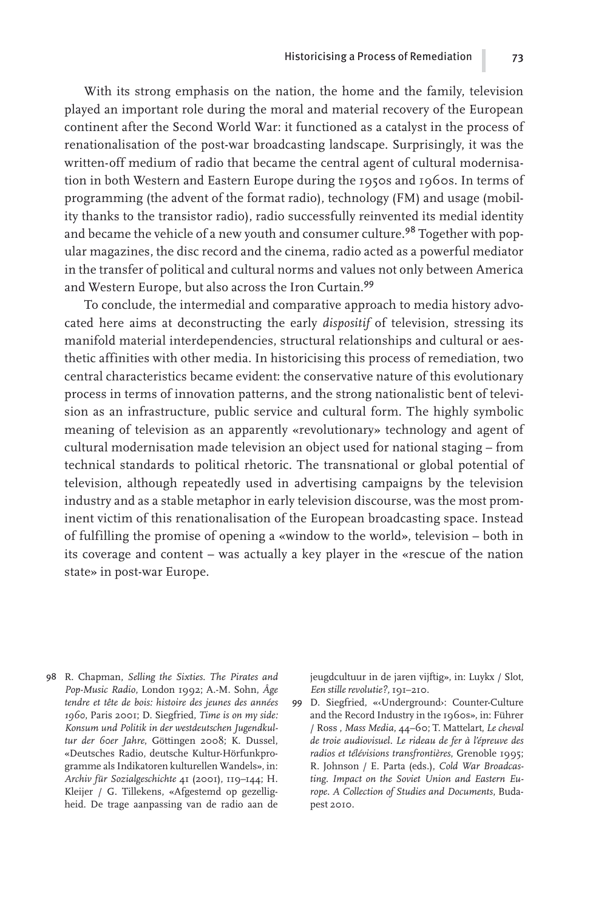With its strong emphasis on the nation, the home and the family, television played an important role during the moral and material recovery of the European continent after the Second World War: it functioned as a catalyst in the process of renationalisation of the post-war broadcasting landscape. Surprisingly, it was the written-off medium of radio that became the central agent of cultural modernisation in both Western and Eastern Europe during the 1950s and 1960s. In terms of programming (the advent of the format radio), technology (FM) and usage (mobility thanks to the transistor radio), radio successfully reinvented its medial identity and became the vehicle of a new youth and consumer culture.[98] Together with popular magazines, the disc record and the cinema, radio acted as a powerful mediator in the transfer of political and cultural norms and values not only between America and Western Europe, but also across the Iron Curtain.[99]

To conclude, the intermedial and comparative approach to media history advocated here aims at deconstructing the early *dispositif* of television, stressing its manifold material interdependencies, structural relationships and cultural or aesthetic affinities with other media. In historicising this process of remediation, two central characteristics became evident: the conservative nature of this evolutionary process in terms of innovation patterns, and the strong nationalistic bent of television as an infrastructure, public service and cultural form. The highly symbolic meaning of television as an apparently «revolutionary» technology and agent of cultural modernisation made television an object used for national staging – from technical standards to political rhetoric. The transnational or global potential of television, although repeatedly used in advertising campaigns by the television industry and as a stable metaphor in early television discourse, was the most prominent victim of this renationalisation of the European broadcasting space. Instead of fulfilling the promise of opening a «window to the world», television – both in its coverage and content – was actually a key player in the «rescue of the nation state» in post-war Europe.

---

98 R. Chapman, *Selling the Sixties. The Pirates and Pop-Music Radio*, London 1992; A.-M. Sohn, *Âge tendre et tête de bois: histoire des jeunes des années 1960*, Paris 2001; D. Siegfried, *Time is on my side: Konsum und Politik in der westdeutschen Jugendkultur der 60er Jahre*, Göttingen 2008; K. Dussel, «Deutsches Radio, deutsche Kultur-Hörfunkprogramme als Indikatoren kulturellen Wandels», in: *Archiv für Sozialgeschichte* 41 (2001), 119–144; H. Kleijer / G. Tillekens, «Afgestemd op gezelligheid. De trage aanpassing van de radio aan de jeugdcultuur in de jaren vijftig», in: Luykx / Slot, *Een stille revolutie?*, 191–210.

99 D. Siegfried, «‹Underground›: Counter-Culture and the Record Industry in the 1960s», in: Führer / Ross , *Mass Media*, 44–60; T. Mattelart, *Le cheval de troie audiovisuel. Le rideau de fer à l'épreuve des radios et télévisions transfrontières*, Grenoble 1995; R. Johnson / E. Parta (eds.), *Cold War Broadcasting. Impact on the Soviet Union and Eastern Europe. A Collection of Studies and Documents*, Budapest 2010.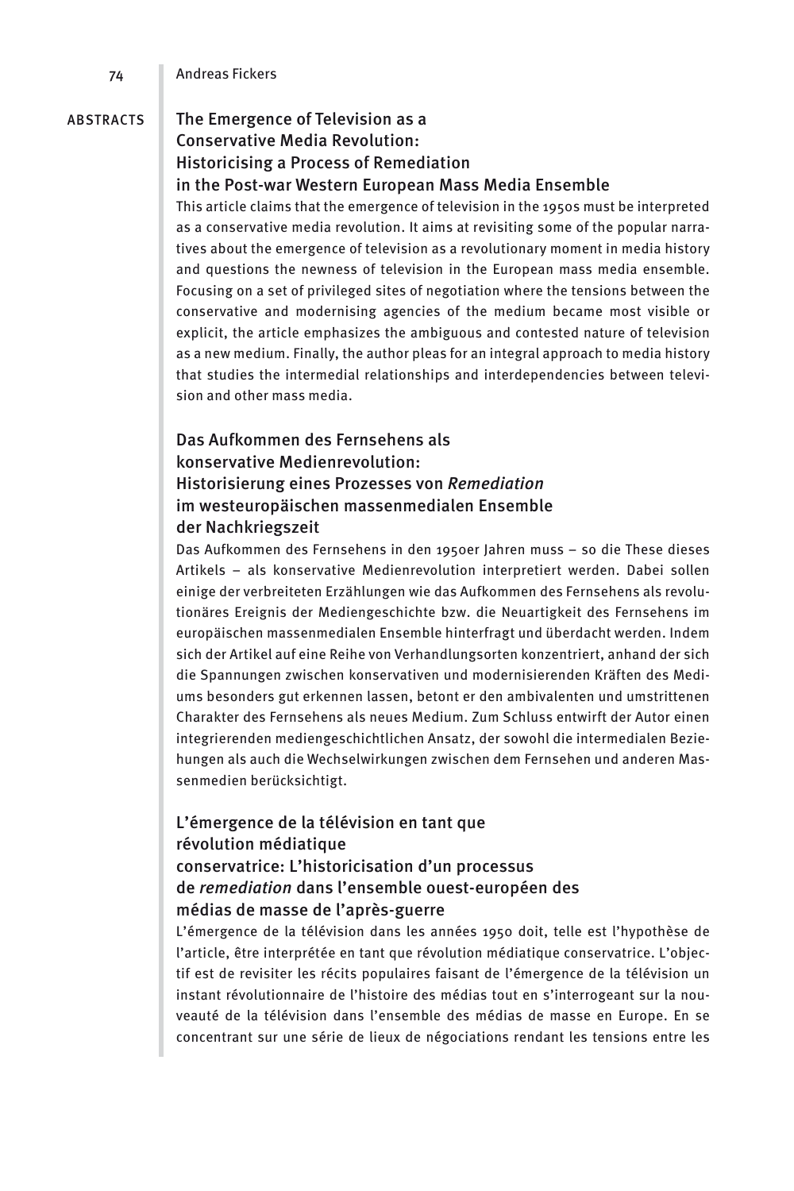ABSTRACTS

## The Emergence of Television as a Conservative Media Revolution: Historicising a Process of Remediation in the Post-war Western European Mass Media Ensemble

This article claims that the emergence of television in the 1950s must be interpreted as a conservative media revolution. It aims at revisiting some of the popular narratives about the emergence of television as a revolutionary moment in media history and questions the newness of television in the European mass media ensemble. Focusing on a set of privileged sites of negotiation where the tensions between the conservative and modernising agencies of the medium became most visible or explicit, the article emphasizes the ambiguous and contested nature of television as a new medium. Finally, the author pleas for an integral approach to media history that studies the intermedial relationships and interdependencies between television and other mass media.

## Das Aufkommen des Fernsehens als konservative Medienrevolution: Historisierung eines Prozesses von *Remediation* im westeuropäischen massenmedialen Ensemble der Nachkriegszeit

Das Aufkommen des Fernsehens in den 1950er Jahren muss – so die These dieses Artikels – als konservative Medienrevolution interpretiert werden. Dabei sollen einige der verbreiteten Erzählungen wie das Aufkommen des Fernsehens als revolutionäres Ereignis der Mediengeschichte bzw. die Neuartigkeit des Fernsehens im europäischen massenmedialen Ensemble hinterfragt und überdacht werden. Indem sich der Artikel auf eine Reihe von Verhandlungsorten konzentriert, anhand der sich die Spannungen zwischen konservativen und modernisierenden Kräften des Mediums besonders gut erkennen lassen, betont er den ambivalenten und umstrittenen Charakter des Fernsehens als neues Medium. Zum Schluss entwirft der Autor einen integrierenden mediengeschichtlichen Ansatz, der sowohl die intermedialen Beziehungen als auch die Wechselwirkungen zwischen dem Fernsehen und anderen Massenmedien berücksichtigt.

## L'émergence de la télévision en tant que révolution médiatique conservatrice: L'historicisation d'un processus de *remediation* dans l'ensemble ouest-européen des médias de masse de l'après-guerre

L'émergence de la télévision dans les années 1950 doit, telle est l'hypothèse de l'article, être interprétée en tant que révolution médiatique conservatrice. L'objectif est de revisiter les récits populaires faisant de l'émergence de la télévision un instant révolutionnaire de l'histoire des médias tout en s'interrogeant sur la nouveauté de la télévision dans l'ensemble des médias de masse en Europe. En se concentrant sur une série de lieux de négociations rendant les tensions entre les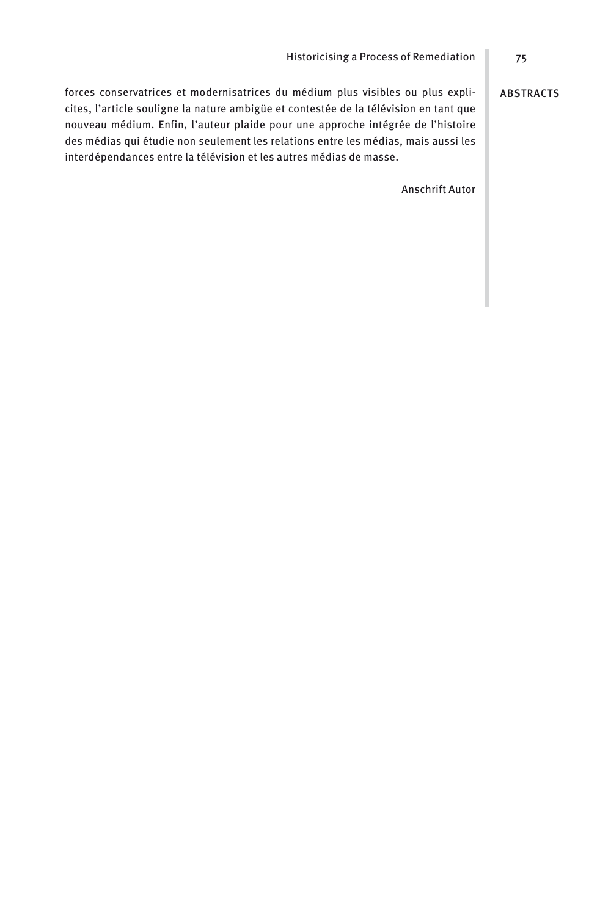forces conservatrices et modernisatrices du médium plus visibles ou plus explicites, l'article souligne la nature ambigüe et contestée de la télévision en tant que nouveau médium. Enfin, l'auteur plaide pour une approche intégrée de l'histoire des médias qui étudie non seulement les relations entre les médias, mais aussi les interdépendances entre la télévision et les autres médias de masse.

Anschrift Autor